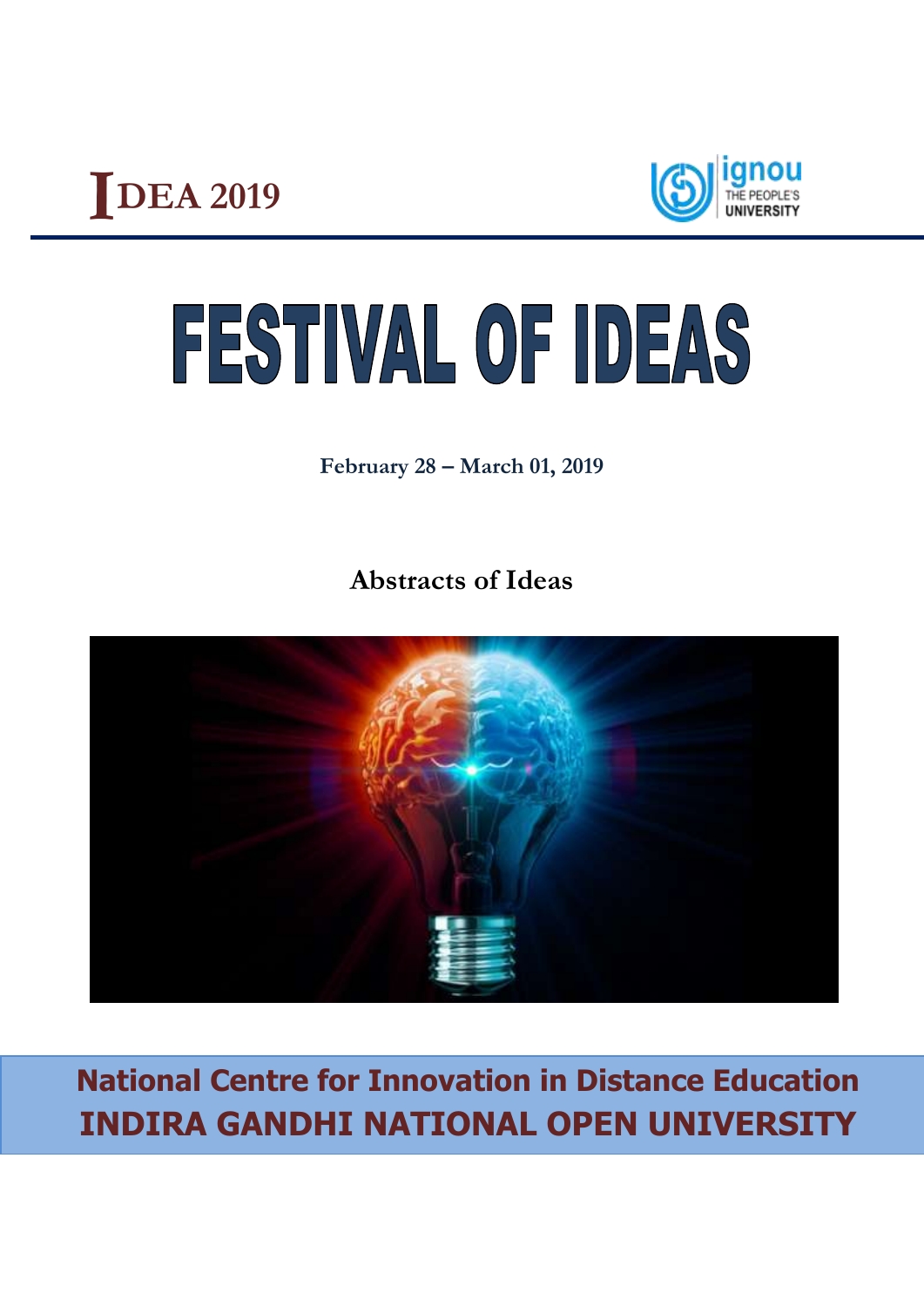IDEA 2019

ignou
THE PEOPLE'S UNIVERSITY

# FESTIVAL OF IDEAS

**February 28 – March 01, 2019**

## Abstracts of Ideas

**National Centre for Innovation in Distance Education**

**INDIRA GANDHI NATIONAL OPEN UNIVERSITY**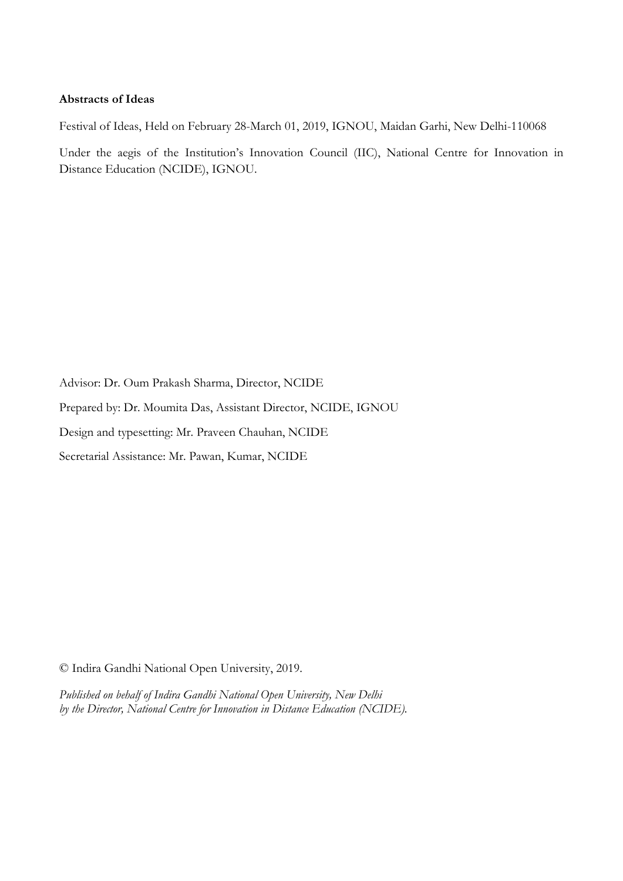**Abstracts of Ideas**

Festival of Ideas, Held on February 28-March 01, 2019, IGNOU, Maidan Garhi, New Delhi-110068

Under the aegis of the Institution's Innovation Council (IIC), National Centre for Innovation in Distance Education (NCIDE), IGNOU.

Advisor: Dr. Oum Prakash Sharma, Director, NCIDE

Prepared by: Dr. Moumita Das, Assistant Director, NCIDE, IGNOU

Design and typesetting: Mr. Praveen Chauhan, NCIDE

Secretarial Assistance: Mr. Pawan, Kumar, NCIDE

© Indira Gandhi National Open University, 2019.

*Published on behalf of Indira Gandhi National Open University, New Delhi by the Director, National Centre for Innovation in Distance Education (NCIDE).*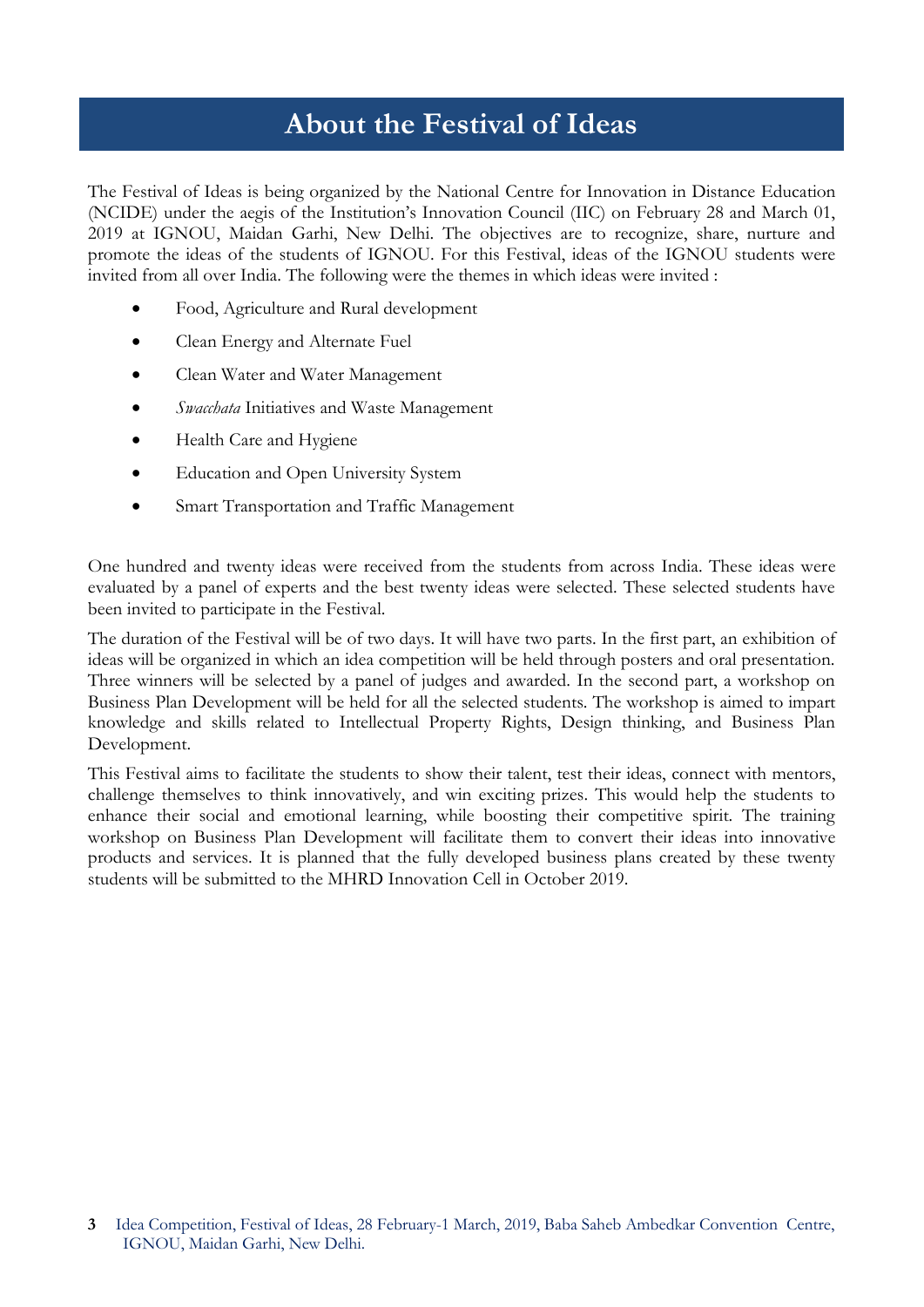# About the Festival of Ideas

The Festival of Ideas is being organized by the National Centre for Innovation in Distance Education (NCIDE) under the aegis of the Institution's Innovation Council (IIC) on February 28 and March 01, 2019 at IGNOU, Maidan Garhi, New Delhi. The objectives are to recognize, share, nurture and promote the ideas of the students of IGNOU. For this Festival, ideas of the IGNOU students were invited from all over India. The following were the themes in which ideas were invited :

- Food, Agriculture and Rural development
- Clean Energy and Alternate Fuel
- Clean Water and Water Management
- *Swacchata* Initiatives and Waste Management
- Health Care and Hygiene
- Education and Open University System
- Smart Transportation and Traffic Management

One hundred and twenty ideas were received from the students from across India. These ideas were evaluated by a panel of experts and the best twenty ideas were selected. These selected students have been invited to participate in the Festival.

The duration of the Festival will be of two days. It will have two parts. In the first part, an exhibition of ideas will be organized in which an idea competition will be held through posters and oral presentation. Three winners will be selected by a panel of judges and awarded. In the second part, a workshop on Business Plan Development will be held for all the selected students. The workshop is aimed to impart knowledge and skills related to Intellectual Property Rights, Design thinking, and Business Plan Development.

This Festival aims to facilitate the students to show their talent, test their ideas, connect with mentors, challenge themselves to think innovatively, and win exciting prizes. This would help the students to enhance their social and emotional learning, while boosting their competitive spirit. The training workshop on Business Plan Development will facilitate them to convert their ideas into innovative products and services. It is planned that the fully developed business plans created by these twenty students will be submitted to the MHRD Innovation Cell in October 2019.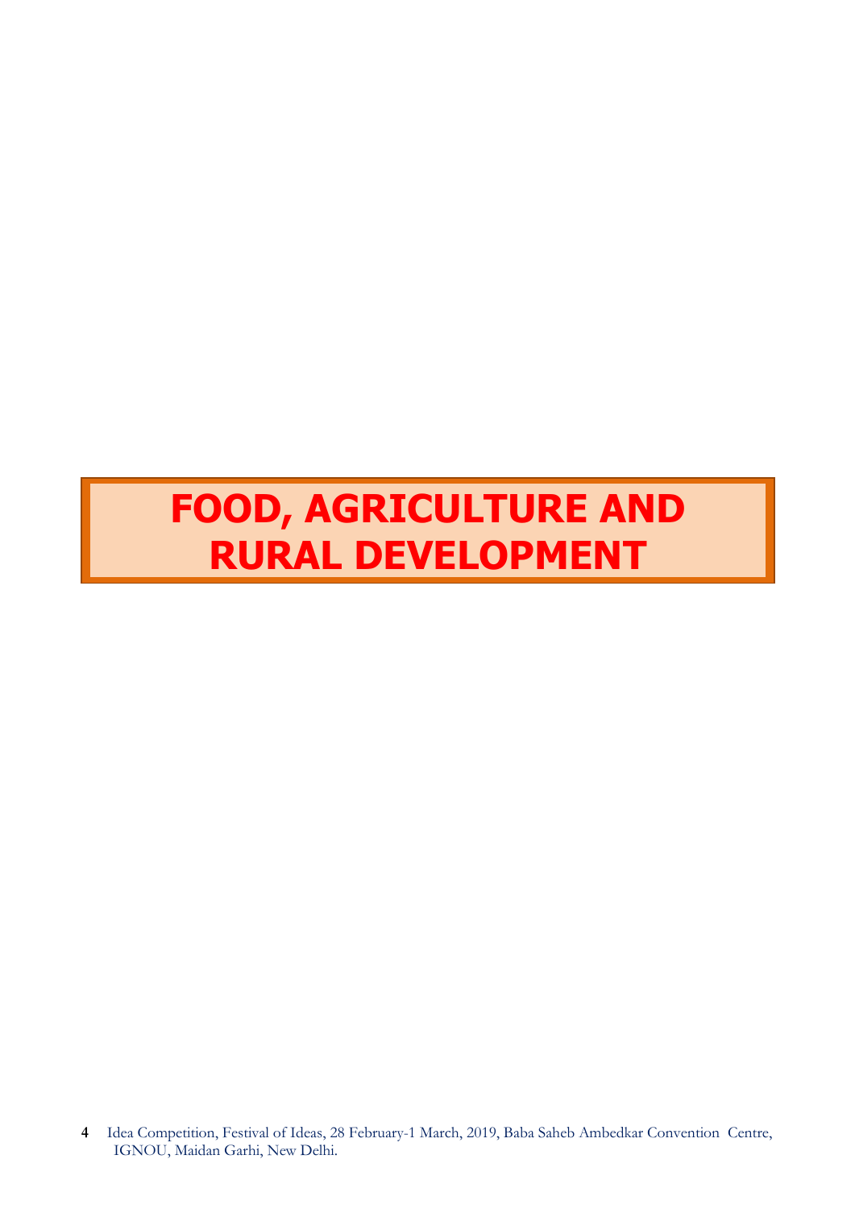# FOOD, AGRICULTURE AND RURAL DEVELOPMENT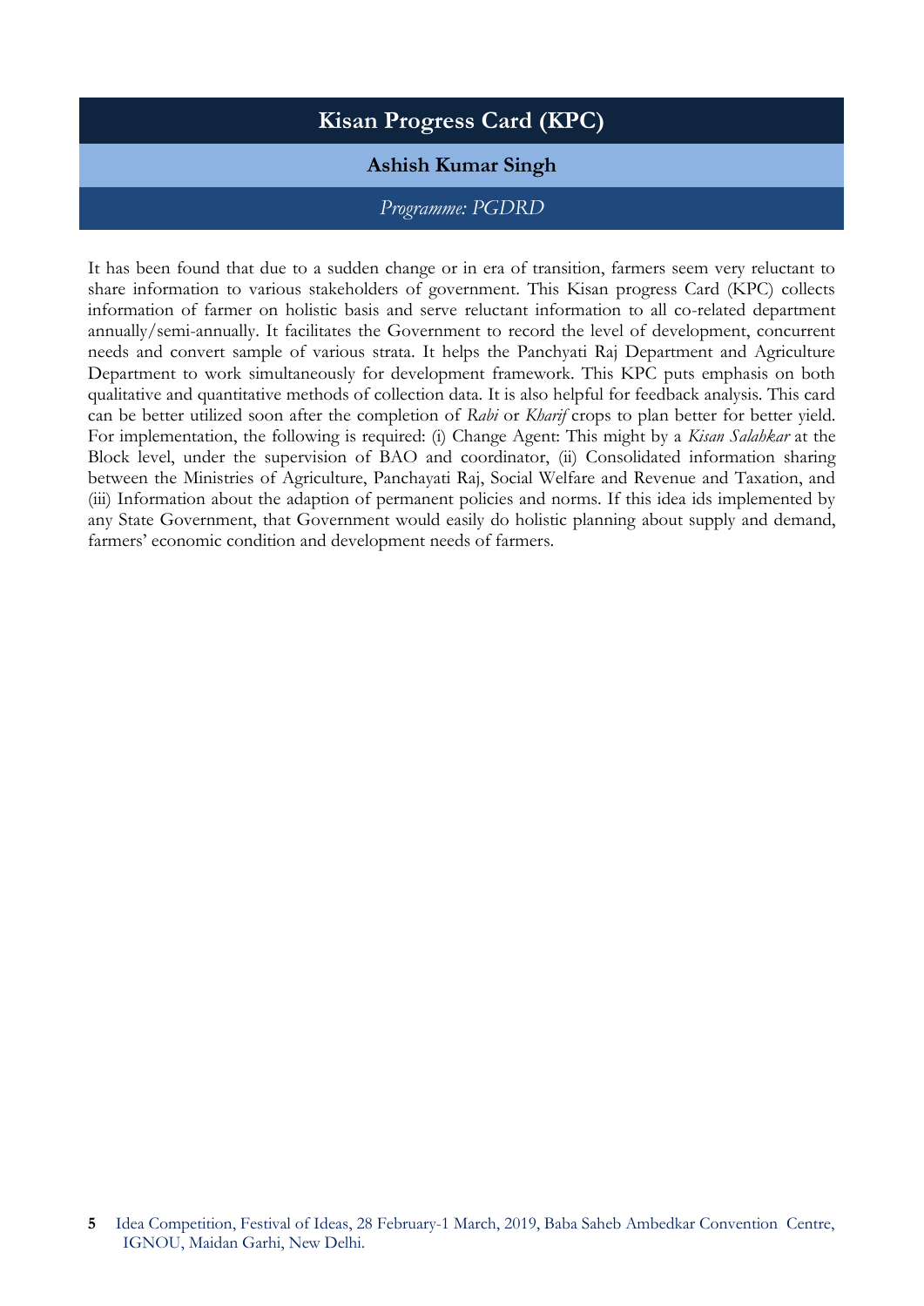# Kisan Progress Card (KPC)

## Ashish Kumar Singh

*Programme: PGDRD*

It has been found that due to a sudden change or in era of transition, farmers seem very reluctant to share information to various stakeholders of government. This Kisan progress Card (KPC) collects information of farmer on holistic basis and serve reluctant information to all co-related department annually/semi-annually. It facilitates the Government to record the level of development, concurrent needs and convert sample of various strata. It helps the Panchyati Raj Department and Agriculture Department to work simultaneously for development framework. This KPC puts emphasis on both qualitative and quantitative methods of collection data. It is also helpful for feedback analysis. This card can be better utilized soon after the completion of *Rabi* or *Kharif* crops to plan better for better yield. For implementation, the following is required: (i) Change Agent: This might by a *Kisan Salahkar* at the Block level, under the supervision of BAO and coordinator, (ii) Consolidated information sharing between the Ministries of Agriculture, Panchayati Raj, Social Welfare and Revenue and Taxation, and (iii) Information about the adaption of permanent policies and norms. If this idea ids implemented by any State Government, that Government would easily do holistic planning about supply and demand, farmers' economic condition and development needs of farmers.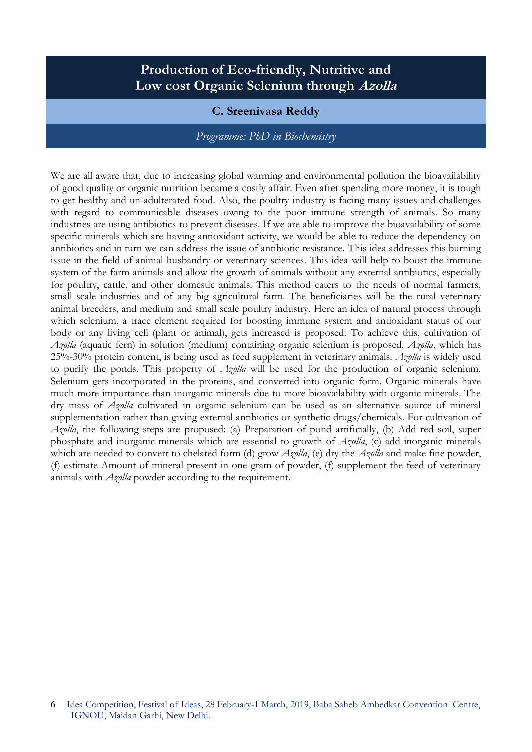# Production of Eco-friendly, Nutritive and Low cost Organic Selenium through *Azolla*

**C. Sreenivasa Reddy**

*Programme: PhD in Biochemistry*

We are all aware that, due to increasing global warming and environmental pollution the bioavailability of good quality or organic nutrition became a costly affair. Even after spending more money, it is tough to get healthy and un-adulterated food. Also, the poultry industry is facing many issues and challenges with regard to communicable diseases owing to the poor immune strength of animals. So many industries are using antibiotics to prevent diseases. If we are able to improve the bioavailability of some specific minerals which are having antioxidant activity, we would be able to reduce the dependency on antibiotics and in turn we can address the issue of antibiotic resistance. This idea addresses this burning issue in the field of animal husbandry or veterinary sciences. This idea will help to boost the immune system of the farm animals and allow the growth of animals without any external antibiotics, especially for poultry, cattle, and other domestic animals. This method caters to the needs of normal farmers, small scale industries and of any big agricultural farm. The beneficiaries will be the rural veterinary animal breeders, and medium and small scale poultry industry. Here an idea of natural process through which selenium, a trace element required for boosting immune system and antioxidant status of our body or any living cell (plant or animal), gets increased is proposed. To achieve this, cultivation of *Azolla* (aquatic fern) in solution (medium) containing organic selenium is proposed. *Azolla*, which has 25%-30% protein content, is being used as feed supplement in veterinary animals. *Azolla* is widely used to purify the ponds. This property of *Azolla* will be used for the production of organic selenium. Selenium gets incorporated in the proteins, and converted into organic form. Organic minerals have much more importance than inorganic minerals due to more bioavailability with organic minerals. The dry mass of *Azolla* cultivated in organic selenium can be used as an alternative source of mineral supplementation rather than giving external antibiotics or synthetic drugs/chemicals. For cultivation of *Azolla*, the following steps are proposed: (a) Preparation of pond artificially, (b) Add red soil, super phosphate and inorganic minerals which are essential to growth of *Azolla*, (c) add inorganic minerals which are needed to convert to chelated form (d) grow *Azolla*, (e) dry the *Azolla* and make fine powder, (f) estimate Amount of mineral present in one gram of powder, (f) supplement the feed of veterinary animals with *Azolla* powder according to the requirement.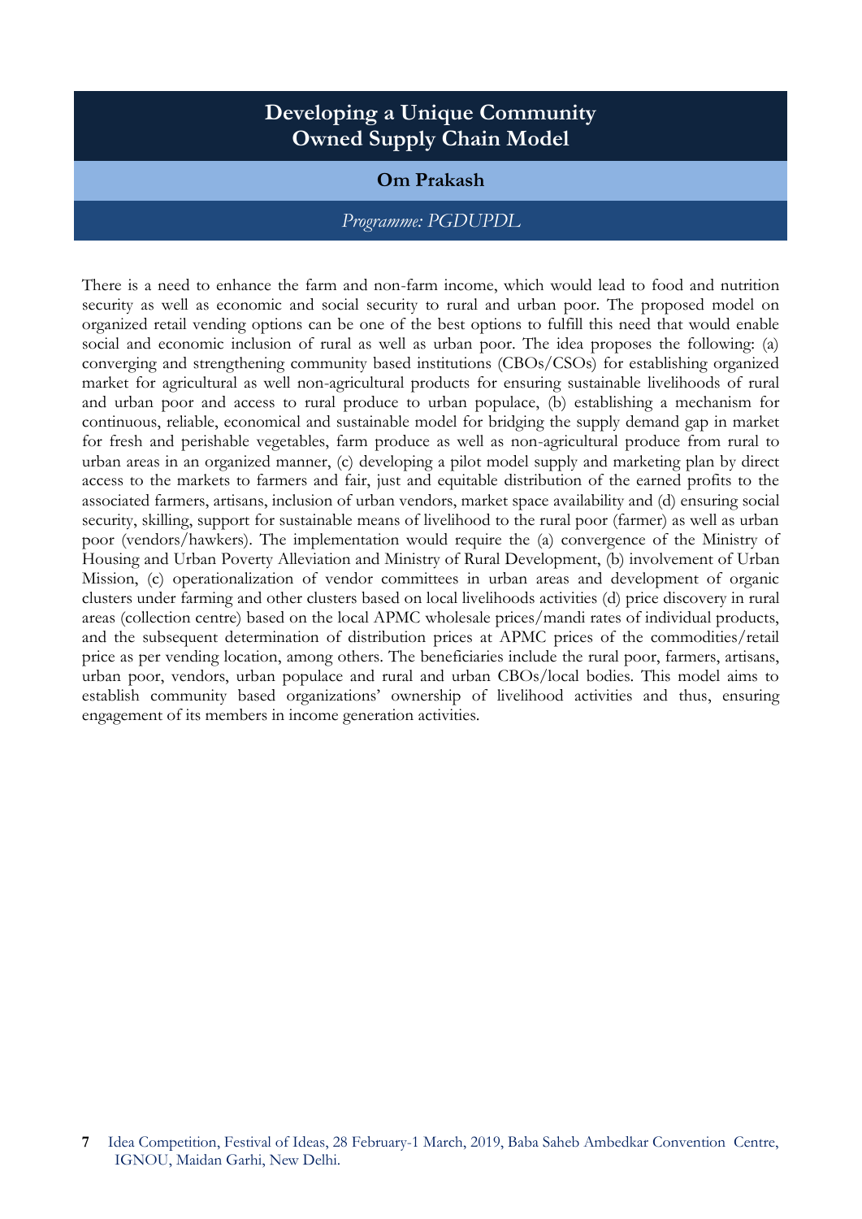# Developing a Unique Community Owned Supply Chain Model

**Om Prakash**

*Programme: PGDUPDL*

There is a need to enhance the farm and non-farm income, which would lead to food and nutrition security as well as economic and social security to rural and urban poor. The proposed model on organized retail vending options can be one of the best options to fulfill this need that would enable social and economic inclusion of rural as well as urban poor. The idea proposes the following: (a) converging and strengthening community based institutions (CBOs/CSOs) for establishing organized market for agricultural as well non-agricultural products for ensuring sustainable livelihoods of rural and urban poor and access to rural produce to urban populace, (b) establishing a mechanism for continuous, reliable, economical and sustainable model for bridging the supply demand gap in market for fresh and perishable vegetables, farm produce as well as non-agricultural produce from rural to urban areas in an organized manner, (c) developing a pilot model supply and marketing plan by direct access to the markets to farmers and fair, just and equitable distribution of the earned profits to the associated farmers, artisans, inclusion of urban vendors, market space availability and (d) ensuring social security, skilling, support for sustainable means of livelihood to the rural poor (farmer) as well as urban poor (vendors/hawkers). The implementation would require the (a) convergence of the Ministry of Housing and Urban Poverty Alleviation and Ministry of Rural Development, (b) involvement of Urban Mission, (c) operationalization of vendor committees in urban areas and development of organic clusters under farming and other clusters based on local livelihoods activities (d) price discovery in rural areas (collection centre) based on the local APMC wholesale prices/mandi rates of individual products, and the subsequent determination of distribution prices at APMC prices of the commodities/retail price as per vending location, among others. The beneficiaries include the rural poor, farmers, artisans, urban poor, vendors, urban populace and rural and urban CBOs/local bodies. This model aims to establish community based organizations' ownership of livelihood activities and thus, ensuring engagement of its members in income generation activities.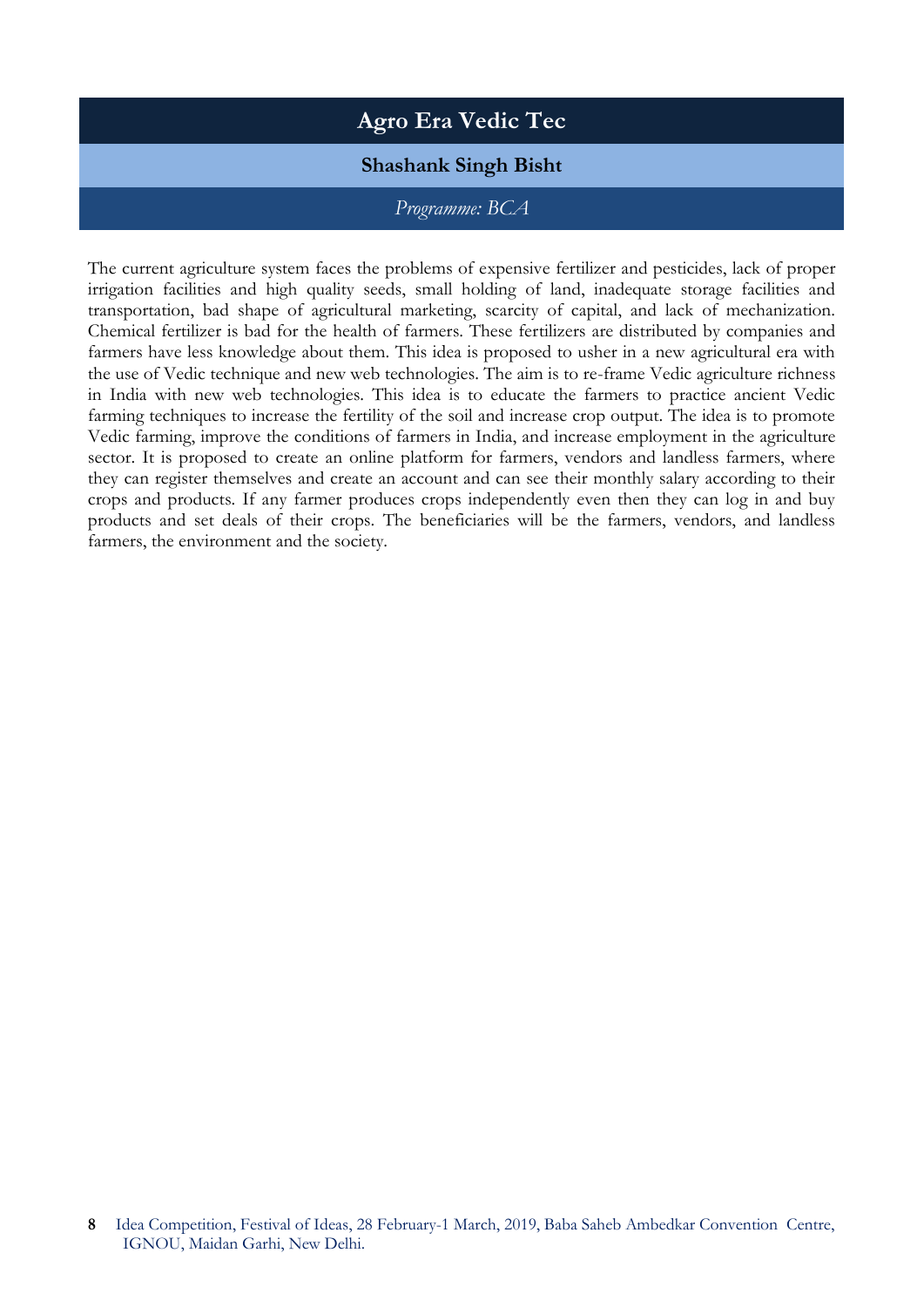## Agro Era Vedic Tec

**Shashank Singh Bisht**

*Programme: BCA*

The current agriculture system faces the problems of expensive fertilizer and pesticides, lack of proper irrigation facilities and high quality seeds, small holding of land, inadequate storage facilities and transportation, bad shape of agricultural marketing, scarcity of capital, and lack of mechanization. Chemical fertilizer is bad for the health of farmers. These fertilizers are distributed by companies and farmers have less knowledge about them. This idea is proposed to usher in a new agricultural era with the use of Vedic technique and new web technologies. The aim is to re-frame Vedic agriculture richness in India with new web technologies. This idea is to educate the farmers to practice ancient Vedic farming techniques to increase the fertility of the soil and increase crop output. The idea is to promote Vedic farming, improve the conditions of farmers in India, and increase employment in the agriculture sector. It is proposed to create an online platform for farmers, vendors and landless farmers, where they can register themselves and create an account and can see their monthly salary according to their crops and products. If any farmer produces crops independently even then they can log in and buy products and set deals of their crops. The beneficiaries will be the farmers, vendors, and landless farmers, the environment and the society.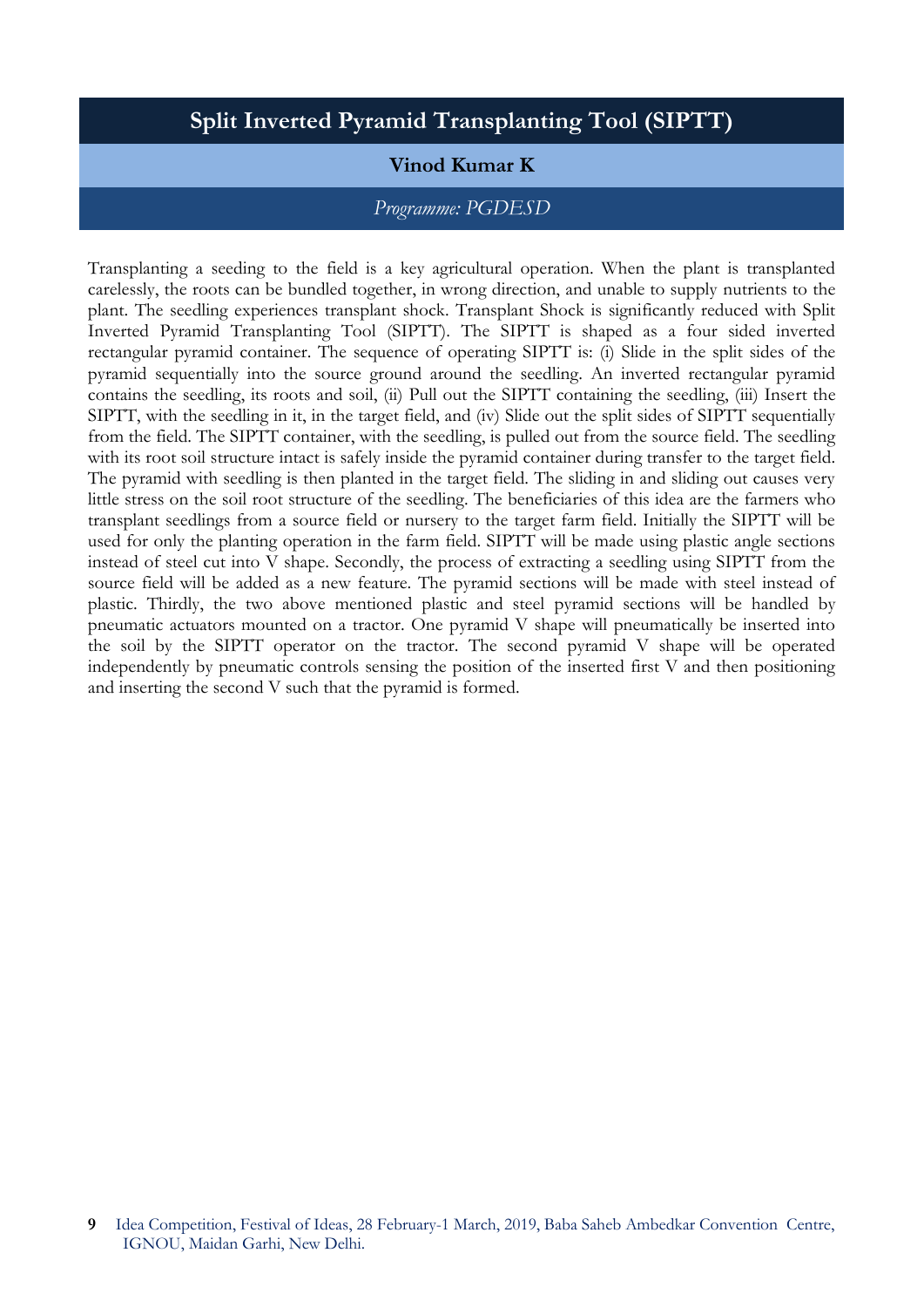# Split Inverted Pyramid Transplanting Tool (SIPTT)

**Vinod Kumar K**

*Programme: PGDESD*

Transplanting a seeding to the field is a key agricultural operation. When the plant is transplanted carelessly, the roots can be bundled together, in wrong direction, and unable to supply nutrients to the plant. The seedling experiences transplant shock. Transplant Shock is significantly reduced with Split Inverted Pyramid Transplanting Tool (SIPTT). The SIPTT is shaped as a four sided inverted rectangular pyramid container. The sequence of operating SIPTT is: (i) Slide in the split sides of the pyramid sequentially into the source ground around the seedling. An inverted rectangular pyramid contains the seedling, its roots and soil, (ii) Pull out the SIPTT containing the seedling, (iii) Insert the SIPTT, with the seedling in it, in the target field, and (iv) Slide out the split sides of SIPTT sequentially from the field. The SIPTT container, with the seedling, is pulled out from the source field. The seedling with its root soil structure intact is safely inside the pyramid container during transfer to the target field. The pyramid with seedling is then planted in the target field. The sliding in and sliding out causes very little stress on the soil root structure of the seedling. The beneficiaries of this idea are the farmers who transplant seedlings from a source field or nursery to the target farm field. Initially the SIPTT will be used for only the planting operation in the farm field. SIPTT will be made using plastic angle sections instead of steel cut into V shape. Secondly, the process of extracting a seedling using SIPTT from the source field will be added as a new feature. The pyramid sections will be made with steel instead of plastic. Thirdly, the two above mentioned plastic and steel pyramid sections will be handled by pneumatic actuators mounted on a tractor. One pyramid V shape will pneumatically be inserted into the soil by the SIPTT operator on the tractor. The second pyramid V shape will be operated independently by pneumatic controls sensing the position of the inserted first V and then positioning and inserting the second V such that the pyramid is formed.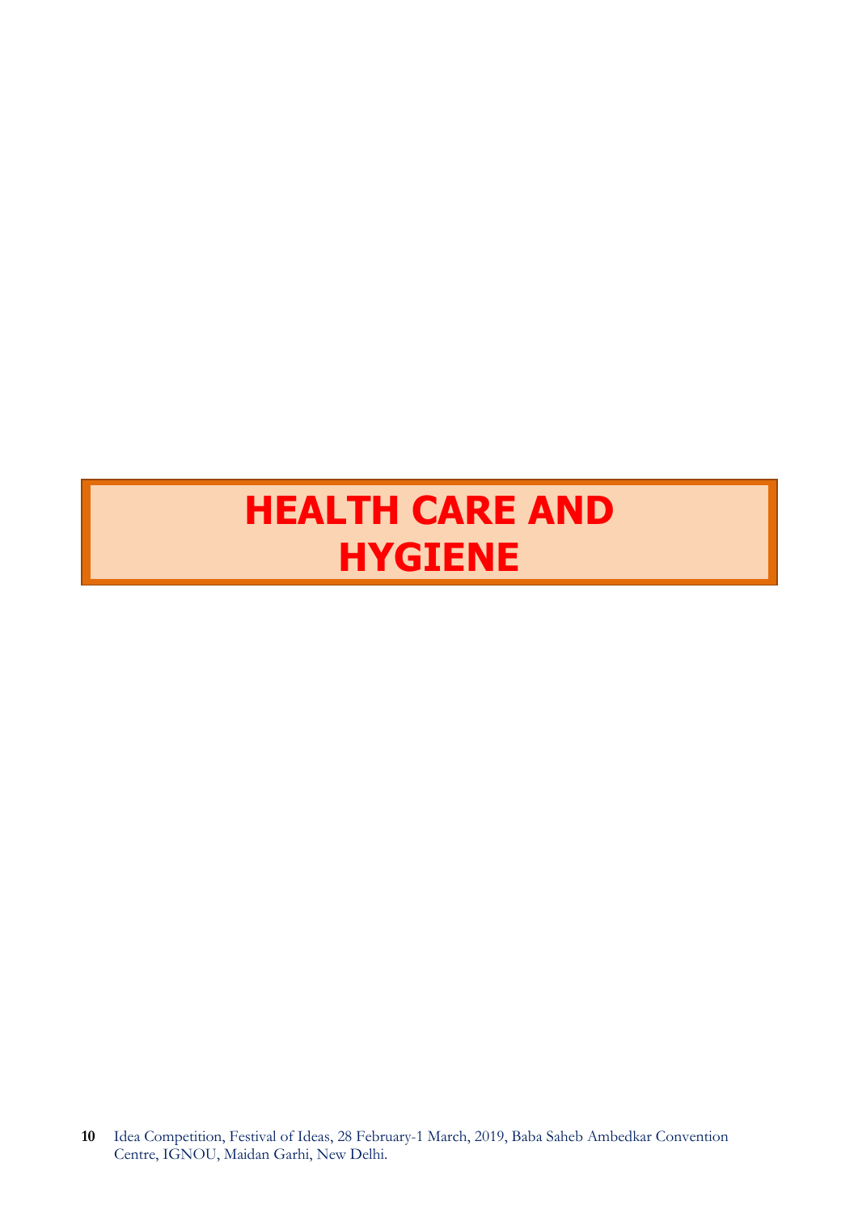# HEALTH CARE AND HYGIENE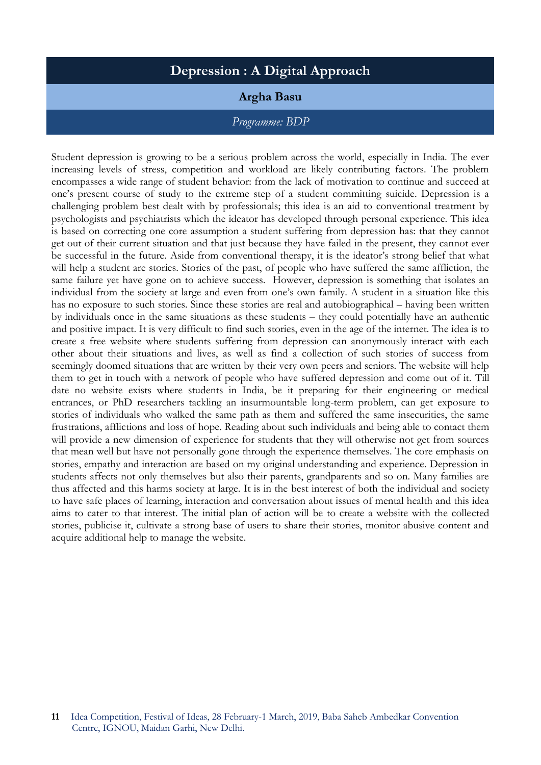# Depression : A Digital Approach

**Argha Basu**

*Programme: BDP*

Student depression is growing to be a serious problem across the world, especially in India. The ever increasing levels of stress, competition and workload are likely contributing factors. The problem encompasses a wide range of student behavior: from the lack of motivation to continue and succeed at one's present course of study to the extreme step of a student committing suicide. Depression is a challenging problem best dealt with by professionals; this idea is an aid to conventional treatment by psychologists and psychiatrists which the ideator has developed through personal experience. This idea is based on correcting one core assumption a student suffering from depression has: that they cannot get out of their current situation and that just because they have failed in the present, they cannot ever be successful in the future. Aside from conventional therapy, it is the ideator's strong belief that what will help a student are stories. Stories of the past, of people who have suffered the same affliction, the same failure yet have gone on to achieve success. However, depression is something that isolates an individual from the society at large and even from one's own family. A student in a situation like this has no exposure to such stories. Since these stories are real and autobiographical – having been written by individuals once in the same situations as these students – they could potentially have an authentic and positive impact. It is very difficult to find such stories, even in the age of the internet. The idea is to create a free website where students suffering from depression can anonymously interact with each other about their situations and lives, as well as find a collection of such stories of success from seemingly doomed situations that are written by their very own peers and seniors. The website will help them to get in touch with a network of people who have suffered depression and come out of it. Till date no website exists where students in India, be it preparing for their engineering or medical entrances, or PhD researchers tackling an insurmountable long-term problem, can get exposure to stories of individuals who walked the same path as them and suffered the same insecurities, the same frustrations, afflictions and loss of hope. Reading about such individuals and being able to contact them will provide a new dimension of experience for students that they will otherwise not get from sources that mean well but have not personally gone through the experience themselves. The core emphasis on stories, empathy and interaction are based on my original understanding and experience. Depression in students affects not only themselves but also their parents, grandparents and so on. Many families are thus affected and this harms society at large. It is in the best interest of both the individual and society to have safe places of learning, interaction and conversation about issues of mental health and this idea aims to cater to that interest. The initial plan of action will be to create a website with the collected stories, publicise it, cultivate a strong base of users to share their stories, monitor abusive content and acquire additional help to manage the website.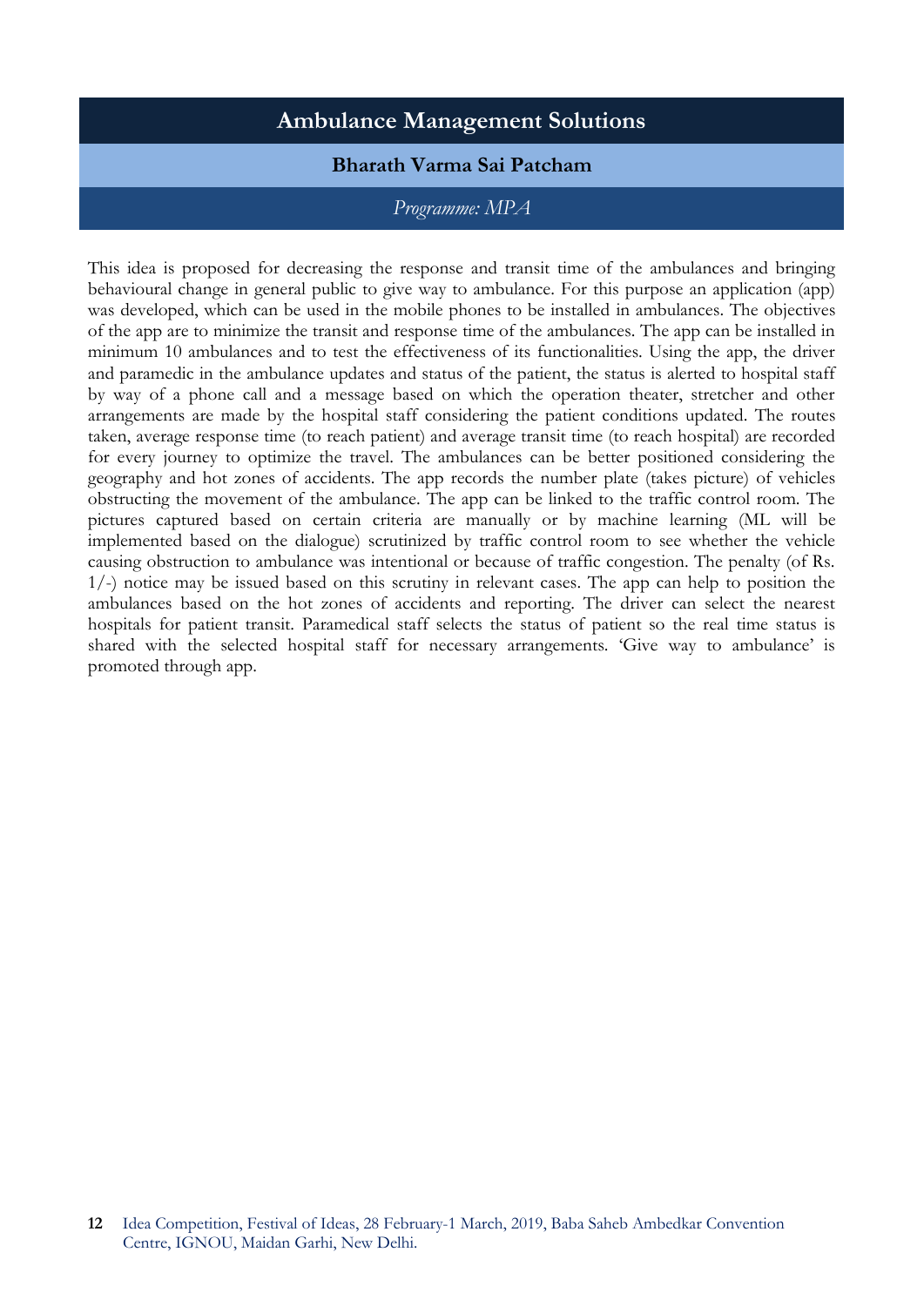## Ambulance Management Solutions

**Bharath Varma Sai Patcham**

*Programme: MPA*

This idea is proposed for decreasing the response and transit time of the ambulances and bringing behavioural change in general public to give way to ambulance. For this purpose an application (app) was developed, which can be used in the mobile phones to be installed in ambulances. The objectives of the app are to minimize the transit and response time of the ambulances. The app can be installed in minimum 10 ambulances and to test the effectiveness of its functionalities. Using the app, the driver and paramedic in the ambulance updates and status of the patient, the status is alerted to hospital staff by way of a phone call and a message based on which the operation theater, stretcher and other arrangements are made by the hospital staff considering the patient conditions updated. The routes taken, average response time (to reach patient) and average transit time (to reach hospital) are recorded for every journey to optimize the travel. The ambulances can be better positioned considering the geography and hot zones of accidents. The app records the number plate (takes picture) of vehicles obstructing the movement of the ambulance. The app can be linked to the traffic control room. The pictures captured based on certain criteria are manually or by machine learning (ML will be implemented based on the dialogue) scrutinized by traffic control room to see whether the vehicle causing obstruction to ambulance was intentional or because of traffic congestion. The penalty (of Rs. 1/-) notice may be issued based on this scrutiny in relevant cases. The app can help to position the ambulances based on the hot zones of accidents and reporting. The driver can select the nearest hospitals for patient transit. Paramedical staff selects the status of patient so the real time status is shared with the selected hospital staff for necessary arrangements. 'Give way to ambulance' is promoted through app.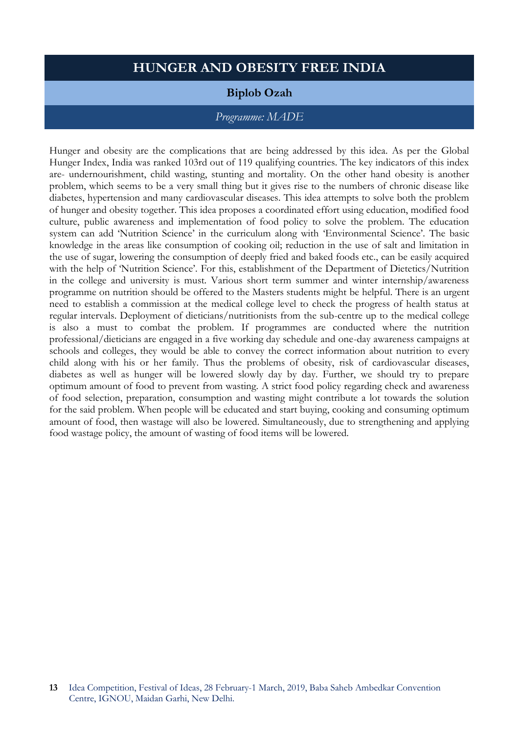# HUNGER AND OBESITY FREE INDIA

**Biplob Ozah**

*Programme: MADE*

Hunger and obesity are the complications that are being addressed by this idea. As per the Global Hunger Index, India was ranked 103rd out of 119 qualifying countries. The key indicators of this index are- undernourishment, child wasting, stunting and mortality. On the other hand obesity is another problem, which seems to be a very small thing but it gives rise to the numbers of chronic disease like diabetes, hypertension and many cardiovascular diseases. This idea attempts to solve both the problem of hunger and obesity together. This idea proposes a coordinated effort using education, modified food culture, public awareness and implementation of food policy to solve the problem. The education system can add 'Nutrition Science' in the curriculum along with 'Environmental Science'. The basic knowledge in the areas like consumption of cooking oil; reduction in the use of salt and limitation in the use of sugar, lowering the consumption of deeply fried and baked foods etc., can be easily acquired with the help of 'Nutrition Science'. For this, establishment of the Department of Dietetics/Nutrition in the college and university is must. Various short term summer and winter internship/awareness programme on nutrition should be offered to the Masters students might be helpful. There is an urgent need to establish a commission at the medical college level to check the progress of health status at regular intervals. Deployment of dieticians/nutritionists from the sub-centre up to the medical college is also a must to combat the problem. If programmes are conducted where the nutrition professional/dieticians are engaged in a five working day schedule and one-day awareness campaigns at schools and colleges, they would be able to convey the correct information about nutrition to every child along with his or her family. Thus the problems of obesity, risk of cardiovascular diseases, diabetes as well as hunger will be lowered slowly day by day. Further, we should try to prepare optimum amount of food to prevent from wasting. A strict food policy regarding check and awareness of food selection, preparation, consumption and wasting might contribute a lot towards the solution for the said problem. When people will be educated and start buying, cooking and consuming optimum amount of food, then wastage will also be lowered. Simultaneously, due to strengthening and applying food wastage policy, the amount of wasting of food items will be lowered.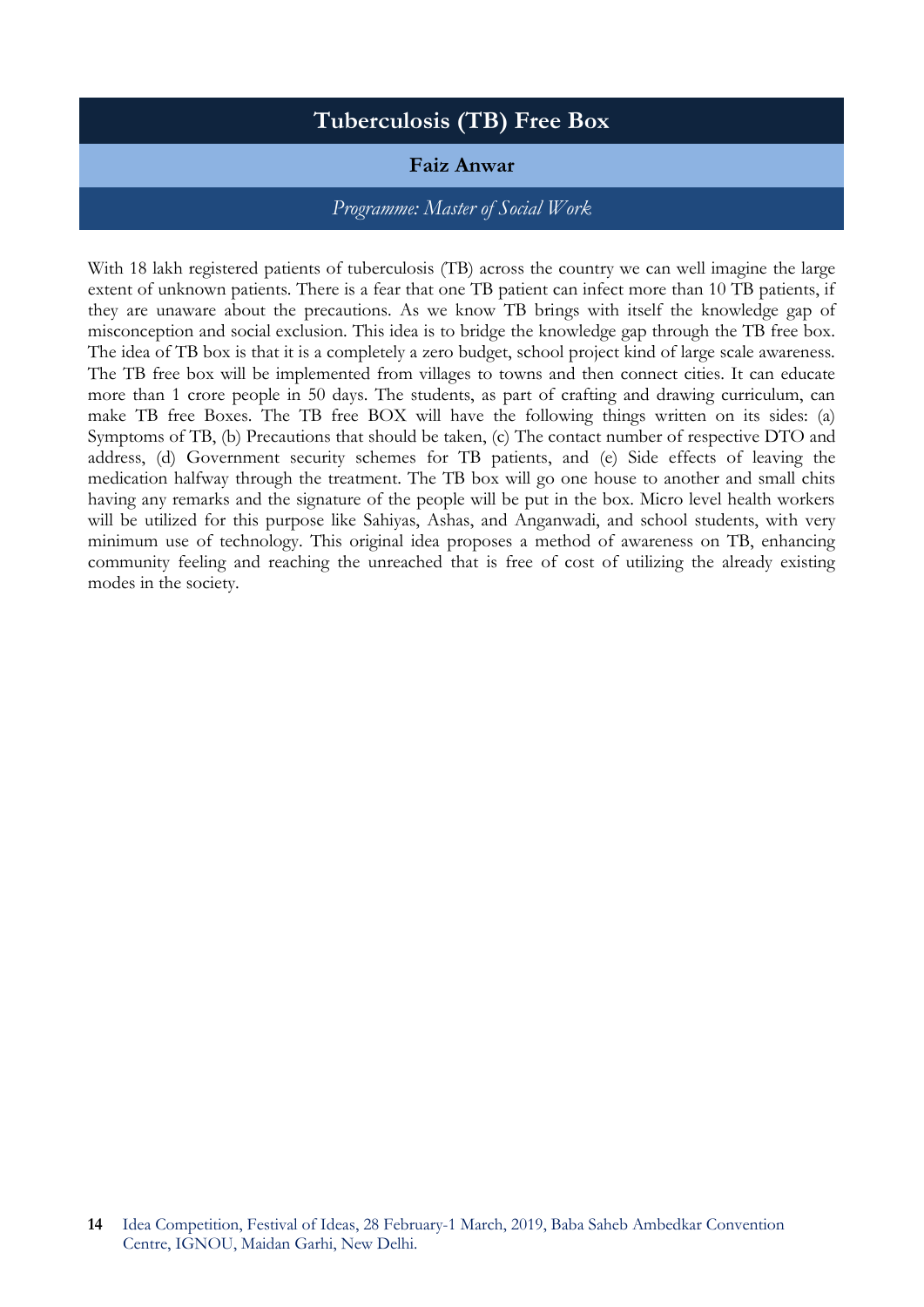# Tuberculosis (TB) Free Box

**Faiz Anwar**

*Programme: Master of Social Work*

With 18 lakh registered patients of tuberculosis (TB) across the country we can well imagine the large extent of unknown patients. There is a fear that one TB patient can infect more than 10 TB patients, if they are unaware about the precautions. As we know TB brings with itself the knowledge gap of misconception and social exclusion. This idea is to bridge the knowledge gap through the TB free box. The idea of TB box is that it is a completely a zero budget, school project kind of large scale awareness. The TB free box will be implemented from villages to towns and then connect cities. It can educate more than 1 crore people in 50 days. The students, as part of crafting and drawing curriculum, can make TB free Boxes. The TB free BOX will have the following things written on its sides: (a) Symptoms of TB, (b) Precautions that should be taken, (c) The contact number of respective DTO and address, (d) Government security schemes for TB patients, and (e) Side effects of leaving the medication halfway through the treatment. The TB box will go one house to another and small chits having any remarks and the signature of the people will be put in the box. Micro level health workers will be utilized for this purpose like Sahiyas, Ashas, and Anganwadi, and school students, with very minimum use of technology. This original idea proposes a method of awareness on TB, enhancing community feeling and reaching the unreached that is free of cost of utilizing the already existing modes in the society.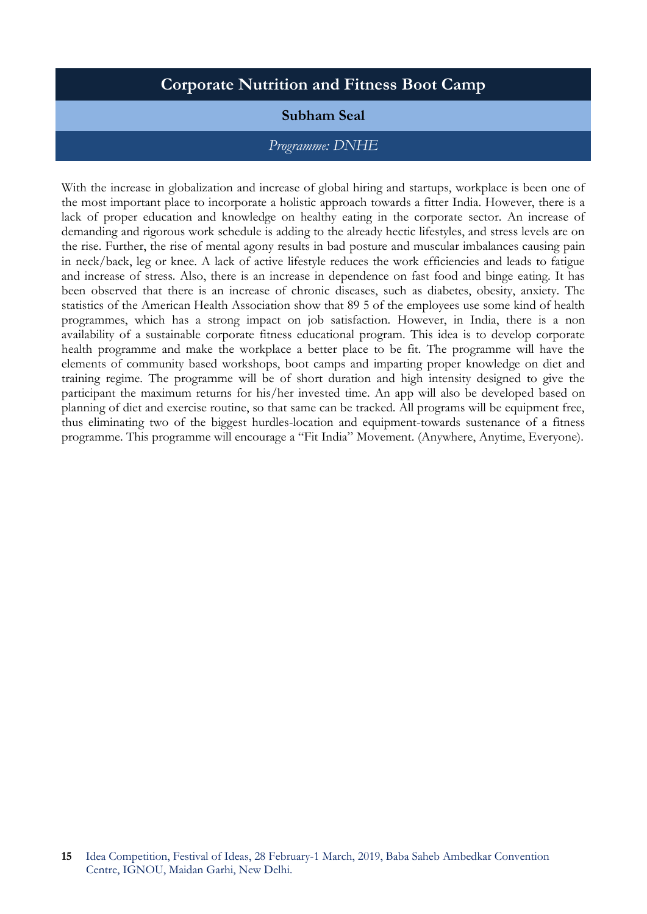## Corporate Nutrition and Fitness Boot Camp

**Subham Seal**

*Programme: DNHE*

With the increase in globalization and increase of global hiring and startups, workplace is been one of the most important place to incorporate a holistic approach towards a fitter India. However, there is a lack of proper education and knowledge on healthy eating in the corporate sector. An increase of demanding and rigorous work schedule is adding to the already hectic lifestyles, and stress levels are on the rise. Further, the rise of mental agony results in bad posture and muscular imbalances causing pain in neck/back, leg or knee. A lack of active lifestyle reduces the work efficiencies and leads to fatigue and increase of stress. Also, there is an increase in dependence on fast food and binge eating. It has been observed that there is an increase of chronic diseases, such as diabetes, obesity, anxiety. The statistics of the American Health Association show that 89 5 of the employees use some kind of health programmes, which has a strong impact on job satisfaction. However, in India, there is a non availability of a sustainable corporate fitness educational program. This idea is to develop corporate health programme and make the workplace a better place to be fit. The programme will have the elements of community based workshops, boot camps and imparting proper knowledge on diet and training regime. The programme will be of short duration and high intensity designed to give the participant the maximum returns for his/her invested time. An app will also be developed based on planning of diet and exercise routine, so that same can be tracked. All programs will be equipment free, thus eliminating two of the biggest hurdles-location and equipment-towards sustenance of a fitness programme. This programme will encourage a "Fit India" Movement. (Anywhere, Anytime, Everyone).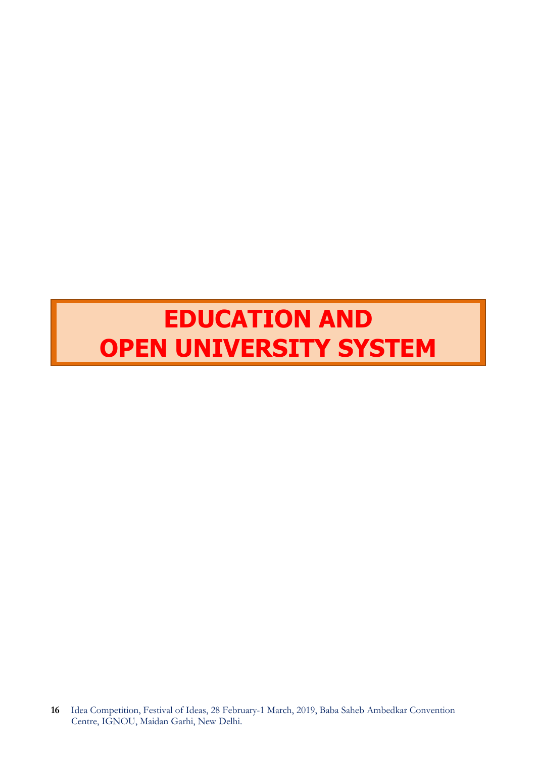# EDUCATION AND OPEN UNIVERSITY SYSTEM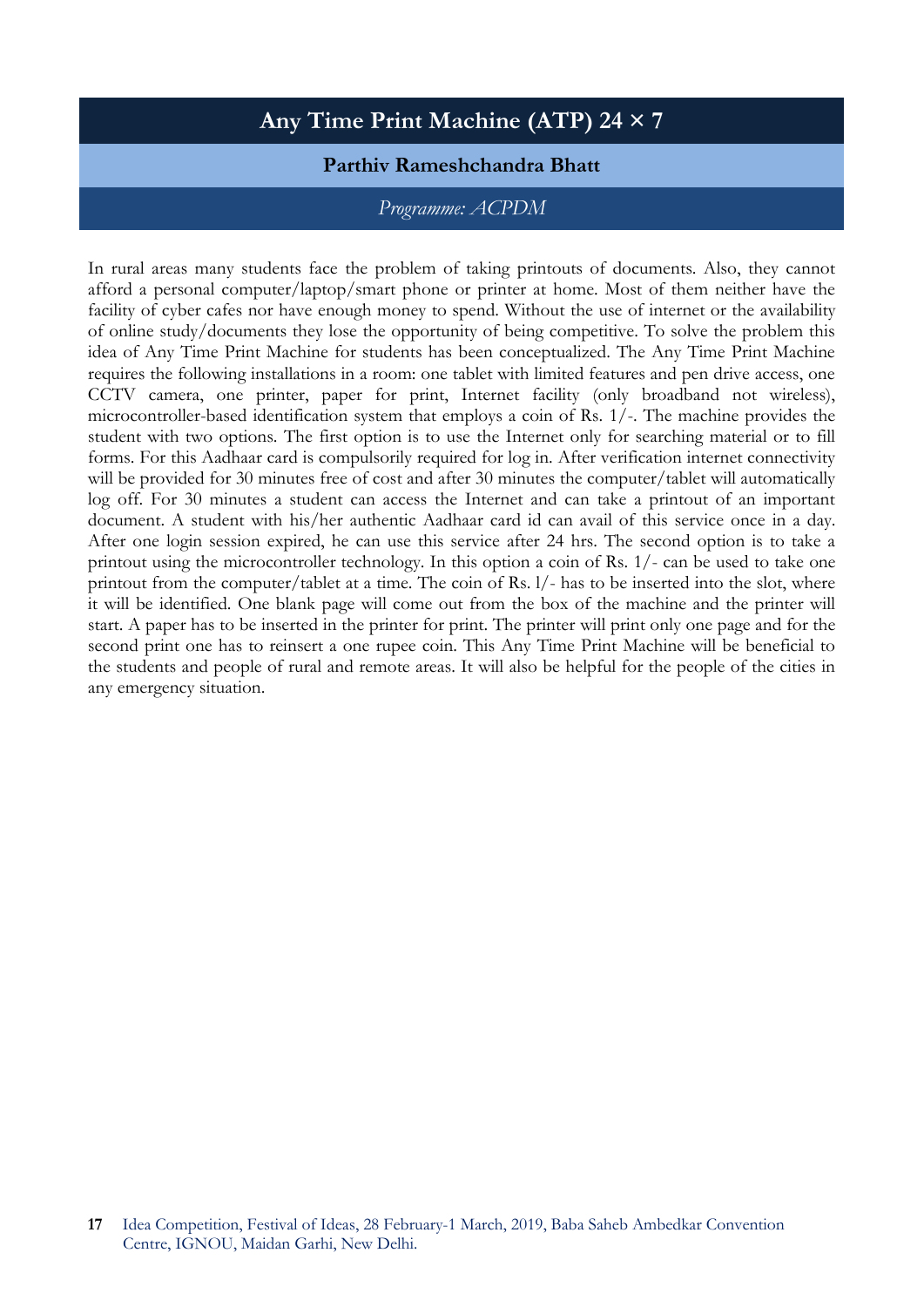# Any Time Print Machine (ATP) 24 × 7

**Parthiv Rameshchandra Bhatt**

*Programme: ACPDM*

In rural areas many students face the problem of taking printouts of documents. Also, they cannot afford a personal computer/laptop/smart phone or printer at home. Most of them neither have the facility of cyber cafes nor have enough money to spend. Without the use of internet or the availability of online study/documents they lose the opportunity of being competitive. To solve the problem this idea of Any Time Print Machine for students has been conceptualized. The Any Time Print Machine requires the following installations in a room: one tablet with limited features and pen drive access, one CCTV camera, one printer, paper for print, Internet facility (only broadband not wireless), microcontroller-based identification system that employs a coin of Rs. 1/-. The machine provides the student with two options. The first option is to use the Internet only for searching material or to fill forms. For this Aadhaar card is compulsorily required for log in. After verification internet connectivity will be provided for 30 minutes free of cost and after 30 minutes the computer/tablet will automatically log off. For 30 minutes a student can access the Internet and can take a printout of an important document. A student with his/her authentic Aadhaar card id can avail of this service once in a day. After one login session expired, he can use this service after 24 hrs. The second option is to take a printout using the microcontroller technology. In this option a coin of Rs. 1/- can be used to take one printout from the computer/tablet at a time. The coin of Rs. l/- has to be inserted into the slot, where it will be identified. One blank page will come out from the box of the machine and the printer will start. A paper has to be inserted in the printer for print. The printer will print only one page and for the second print one has to reinsert a one rupee coin. This Any Time Print Machine will be beneficial to the students and people of rural and remote areas. It will also be helpful for the people of the cities in any emergency situation.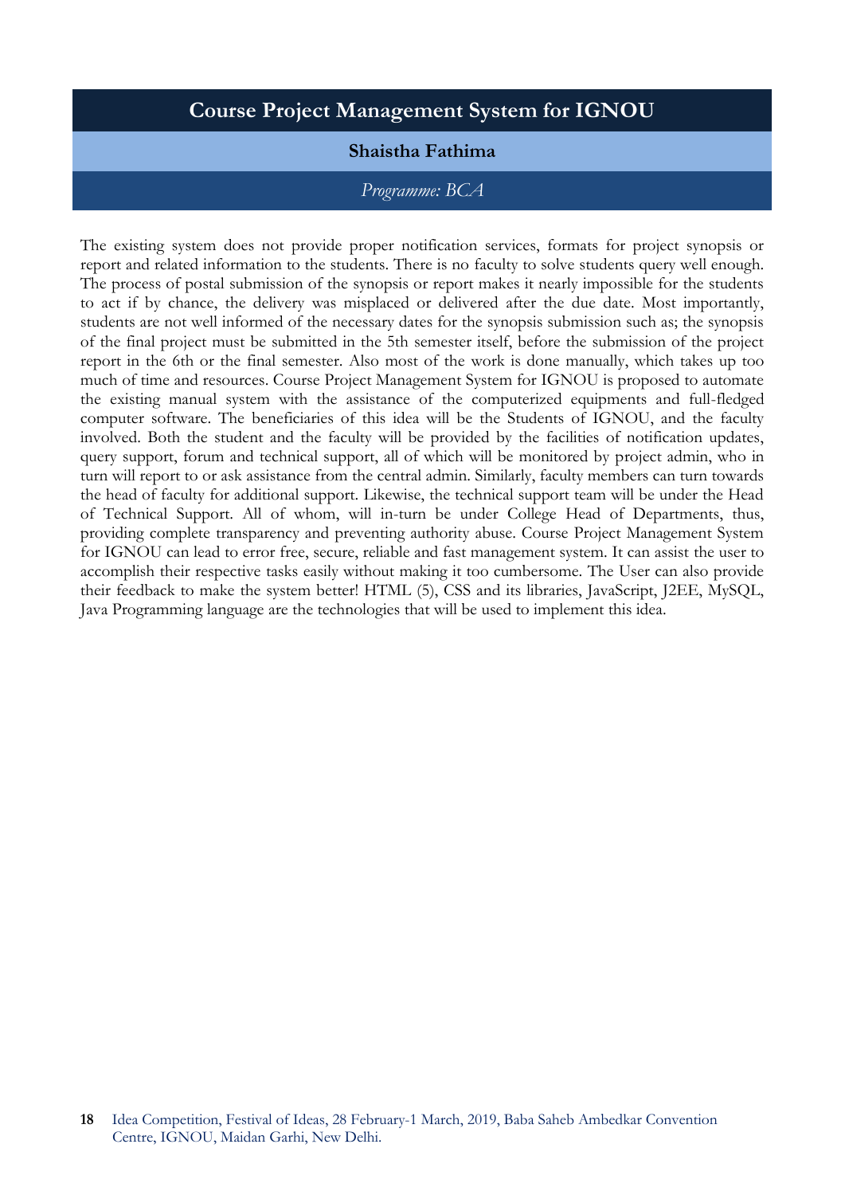# Course Project Management System for IGNOU

**Shaistha Fathima**

*Programme: BCA*

The existing system does not provide proper notification services, formats for project synopsis or report and related information to the students. There is no faculty to solve students query well enough. The process of postal submission of the synopsis or report makes it nearly impossible for the students to act if by chance, the delivery was misplaced or delivered after the due date. Most importantly, students are not well informed of the necessary dates for the synopsis submission such as; the synopsis of the final project must be submitted in the 5th semester itself, before the submission of the project report in the 6th or the final semester. Also most of the work is done manually, which takes up too much of time and resources. Course Project Management System for IGNOU is proposed to automate the existing manual system with the assistance of the computerized equipments and full-fledged computer software. The beneficiaries of this idea will be the Students of IGNOU, and the faculty involved. Both the student and the faculty will be provided by the facilities of notification updates, query support, forum and technical support, all of which will be monitored by project admin, who in turn will report to or ask assistance from the central admin. Similarly, faculty members can turn towards the head of faculty for additional support. Likewise, the technical support team will be under the Head of Technical Support. All of whom, will in-turn be under College Head of Departments, thus, providing complete transparency and preventing authority abuse. Course Project Management System for IGNOU can lead to error free, secure, reliable and fast management system. It can assist the user to accomplish their respective tasks easily without making it too cumbersome. The User can also provide their feedback to make the system better! HTML (5), CSS and its libraries, JavaScript, J2EE, MySQL, Java Programming language are the technologies that will be used to implement this idea.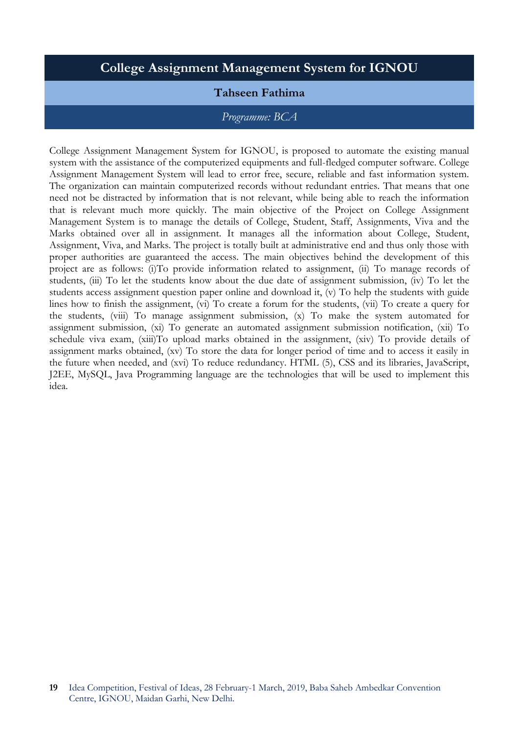# College Assignment Management System for IGNOU

**Tahseen Fathima**

*Programme: BCA*

College Assignment Management System for IGNOU, is proposed to automate the existing manual system with the assistance of the computerized equipments and full-fledged computer software. College Assignment Management System will lead to error free, secure, reliable and fast information system. The organization can maintain computerized records without redundant entries. That means that one need not be distracted by information that is not relevant, while being able to reach the information that is relevant much more quickly. The main objective of the Project on College Assignment Management System is to manage the details of College, Student, Staff, Assignments, Viva and the Marks obtained over all in assignment. It manages all the information about College, Student, Assignment, Viva, and Marks. The project is totally built at administrative end and thus only those with proper authorities are guaranteed the access. The main objectives behind the development of this project are as follows: (i)To provide information related to assignment, (ii) To manage records of students, (iii) To let the students know about the due date of assignment submission, (iv) To let the students access assignment question paper online and download it, (v) To help the students with guide lines how to finish the assignment, (vi) To create a forum for the students, (vii) To create a query for the students, (viii) To manage assignment submission, (x) To make the system automated for assignment submission, (xi) To generate an automated assignment submission notification, (xii) To schedule viva exam, (xiii)To upload marks obtained in the assignment, (xiv) To provide details of assignment marks obtained, (xv) To store the data for longer period of time and to access it easily in the future when needed, and (xvi) To reduce redundancy. HTML (5), CSS and its libraries, JavaScript, J2EE, MySQL, Java Programming language are the technologies that will be used to implement this idea.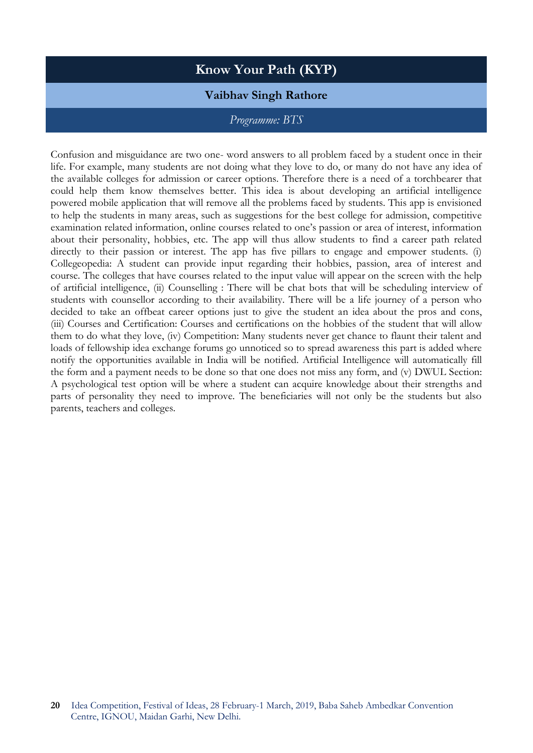# Know Your Path (KYP)

**Vaibhav Singh Rathore**

*Programme: BTS*

Confusion and misguidance are two one- word answers to all problem faced by a student once in their life. For example, many students are not doing what they love to do, or many do not have any idea of the available colleges for admission or career options. Therefore there is a need of a torchbearer that could help them know themselves better. This idea is about developing an artificial intelligence powered mobile application that will remove all the problems faced by students. This app is envisioned to help the students in many areas, such as suggestions for the best college for admission, competitive examination related information, online courses related to one's passion or area of interest, information about their personality, hobbies, etc. The app will thus allow students to find a career path related directly to their passion or interest. The app has five pillars to engage and empower students. (i) Collegeopedia: A student can provide input regarding their hobbies, passion, area of interest and course. The colleges that have courses related to the input value will appear on the screen with the help of artificial intelligence, (ii) Counselling : There will be chat bots that will be scheduling interview of students with counsellor according to their availability. There will be a life journey of a person who decided to take an offbeat career options just to give the student an idea about the pros and cons, (iii) Courses and Certification: Courses and certifications on the hobbies of the student that will allow them to do what they love, (iv) Competition: Many students never get chance to flaunt their talent and loads of fellowship idea exchange forums go unnoticed so to spread awareness this part is added where notify the opportunities available in India will be notified. Artificial Intelligence will automatically fill the form and a payment needs to be done so that one does not miss any form, and (v) DWUL Section: A psychological test option will be where a student can acquire knowledge about their strengths and parts of personality they need to improve. The beneficiaries will not only be the students but also parents, teachers and colleges.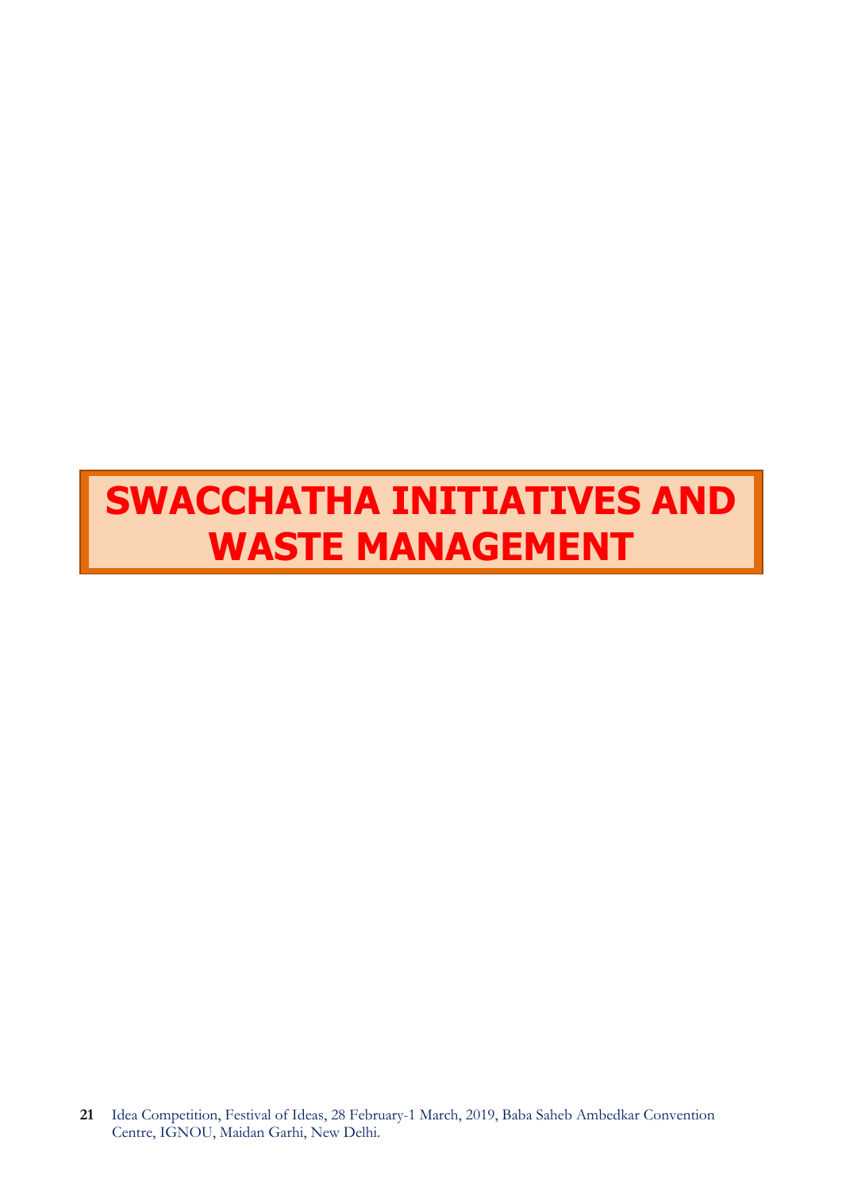# SWACCHATHA INITIATIVES AND WASTE MANAGEMENT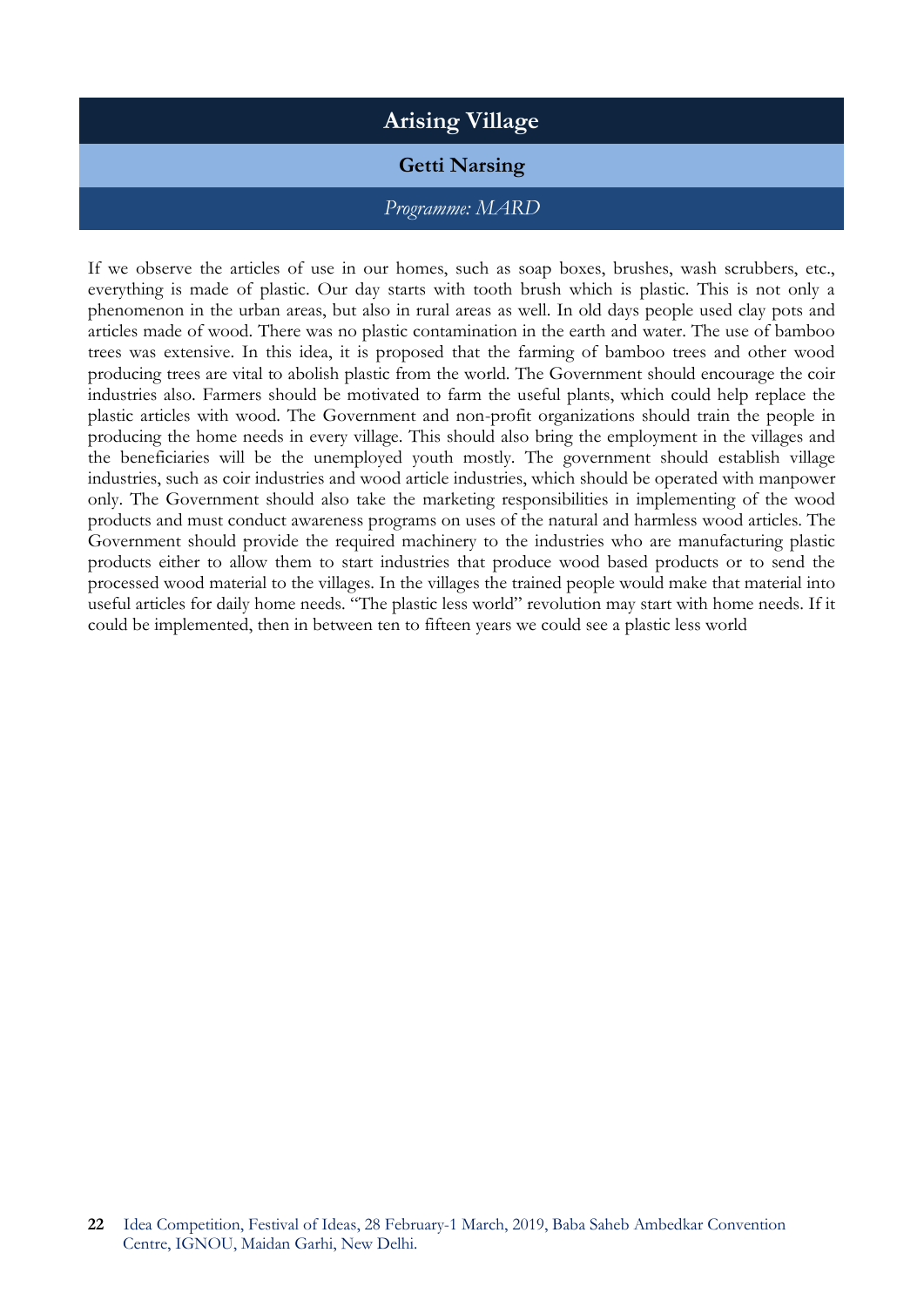# Arising Village

**Getti Narsing**

*Programme: MARD*

If we observe the articles of use in our homes, such as soap boxes, brushes, wash scrubbers, etc., everything is made of plastic. Our day starts with tooth brush which is plastic. This is not only a phenomenon in the urban areas, but also in rural areas as well. In old days people used clay pots and articles made of wood. There was no plastic contamination in the earth and water. The use of bamboo trees was extensive. In this idea, it is proposed that the farming of bamboo trees and other wood producing trees are vital to abolish plastic from the world. The Government should encourage the coir industries also. Farmers should be motivated to farm the useful plants, which could help replace the plastic articles with wood. The Government and non-profit organizations should train the people in producing the home needs in every village. This should also bring the employment in the villages and the beneficiaries will be the unemployed youth mostly. The government should establish village industries, such as coir industries and wood article industries, which should be operated with manpower only. The Government should also take the marketing responsibilities in implementing of the wood products and must conduct awareness programs on uses of the natural and harmless wood articles. The Government should provide the required machinery to the industries who are manufacturing plastic products either to allow them to start industries that produce wood based products or to send the processed wood material to the villages. In the villages the trained people would make that material into useful articles for daily home needs. "The plastic less world" revolution may start with home needs. If it could be implemented, then in between ten to fifteen years we could see a plastic less world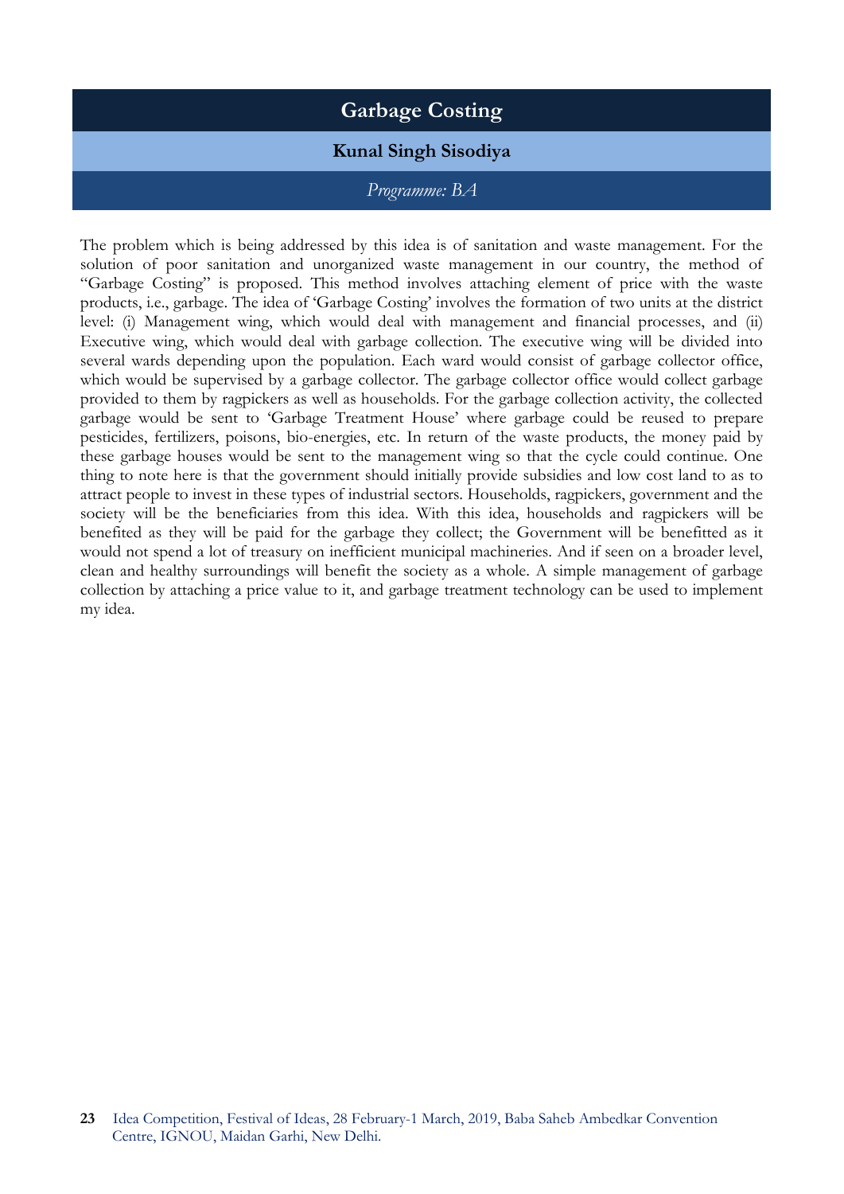# Garbage Costing

**Kunal Singh Sisodiya**

*Programme: BA*

The problem which is being addressed by this idea is of sanitation and waste management. For the solution of poor sanitation and unorganized waste management in our country, the method of "Garbage Costing" is proposed. This method involves attaching element of price with the waste products, i.e., garbage. The idea of 'Garbage Costing' involves the formation of two units at the district level: (i) Management wing, which would deal with management and financial processes, and (ii) Executive wing, which would deal with garbage collection. The executive wing will be divided into several wards depending upon the population. Each ward would consist of garbage collector office, which would be supervised by a garbage collector. The garbage collector office would collect garbage provided to them by ragpickers as well as households. For the garbage collection activity, the collected garbage would be sent to 'Garbage Treatment House' where garbage could be reused to prepare pesticides, fertilizers, poisons, bio-energies, etc. In return of the waste products, the money paid by these garbage houses would be sent to the management wing so that the cycle could continue. One thing to note here is that the government should initially provide subsidies and low cost land to as to attract people to invest in these types of industrial sectors. Households, ragpickers, government and the society will be the beneficiaries from this idea. With this idea, households and ragpickers will be benefited as they will be paid for the garbage they collect; the Government will be benefitted as it would not spend a lot of treasury on inefficient municipal machineries. And if seen on a broader level, clean and healthy surroundings will benefit the society as a whole. A simple management of garbage collection by attaching a price value to it, and garbage treatment technology can be used to implement my idea.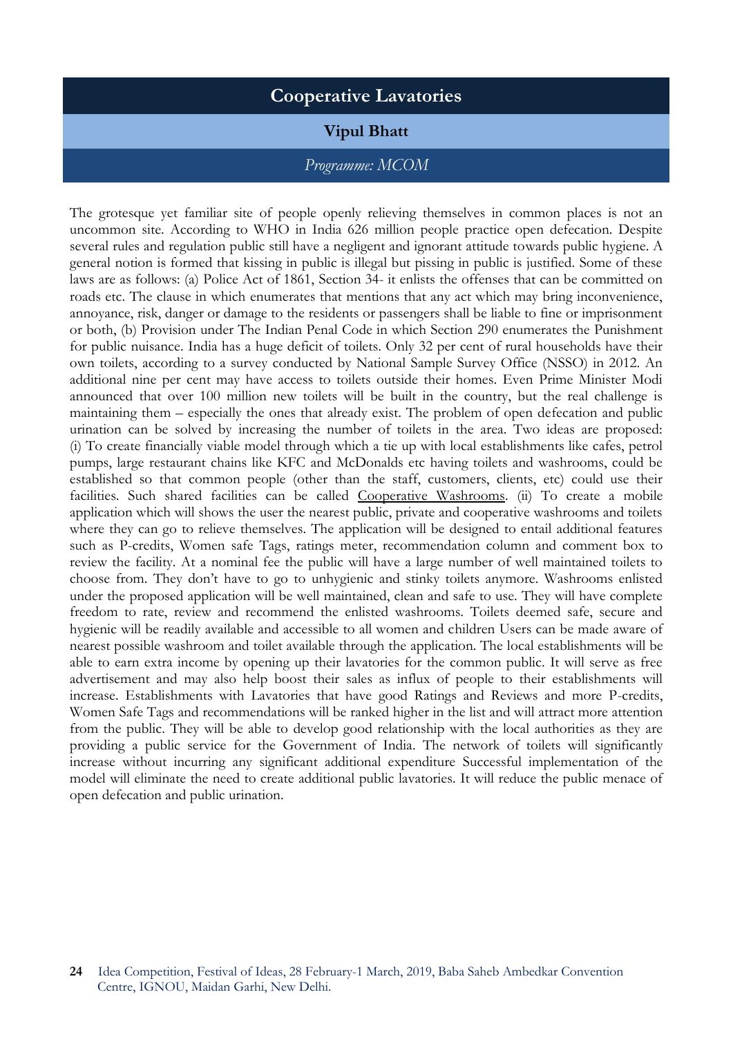# Cooperative Lavatories

**Vipul Bhatt**

*Programme: MCOM*

The grotesque yet familiar site of people openly relieving themselves in common places is not an uncommon site. According to WHO in India 626 million people practice open defecation. Despite several rules and regulation public still have a negligent and ignorant attitude towards public hygiene. A general notion is formed that kissing in public is illegal but pissing in public is justified. Some of these laws are as follows: (a) Police Act of 1861, Section 34- it enlists the offenses that can be committed on roads etc. The clause in which enumerates that mentions that any act which may bring inconvenience, annoyance, risk, danger or damage to the residents or passengers shall be liable to fine or imprisonment or both, (b) Provision under The Indian Penal Code in which Section 290 enumerates the Punishment for public nuisance. India has a huge deficit of toilets. Only 32 per cent of rural households have their own toilets, according to a survey conducted by National Sample Survey Office (NSSO) in 2012. An additional nine per cent may have access to toilets outside their homes. Even Prime Minister Modi announced that over 100 million new toilets will be built in the country, but the real challenge is maintaining them – especially the ones that already exist. The problem of open defecation and public urination can be solved by increasing the number of toilets in the area. Two ideas are proposed: (i) To create financially viable model through which a tie up with local establishments like cafes, petrol pumps, large restaurant chains like KFC and McDonalds etc having toilets and washrooms, could be established so that common people (other than the staff, customers, clients, etc) could use their facilities. Such shared facilities can be called <u>Cooperative Washrooms</u>. (ii) To create a mobile application which will shows the user the nearest public, private and cooperative washrooms and toilets where they can go to relieve themselves. The application will be designed to entail additional features such as P-credits, Women safe Tags, ratings meter, recommendation column and comment box to review the facility. At a nominal fee the public will have a large number of well maintained toilets to choose from. They don't have to go to unhygienic and stinky toilets anymore. Washrooms enlisted under the proposed application will be well maintained, clean and safe to use. They will have complete freedom to rate, review and recommend the enlisted washrooms. Toilets deemed safe, secure and hygienic will be readily available and accessible to all women and children Users can be made aware of nearest possible washroom and toilet available through the application. The local establishments will be able to earn extra income by opening up their lavatories for the common public. It will serve as free advertisement and may also help boost their sales as influx of people to their establishments will increase. Establishments with Lavatories that have good Ratings and Reviews and more P-credits, Women Safe Tags and recommendations will be ranked higher in the list and will attract more attention from the public. They will be able to develop good relationship with the local authorities as they are providing a public service for the Government of India. The network of toilets will significantly increase without incurring any significant additional expenditure Successful implementation of the model will eliminate the need to create additional public lavatories. It will reduce the public menace of open defecation and public urination.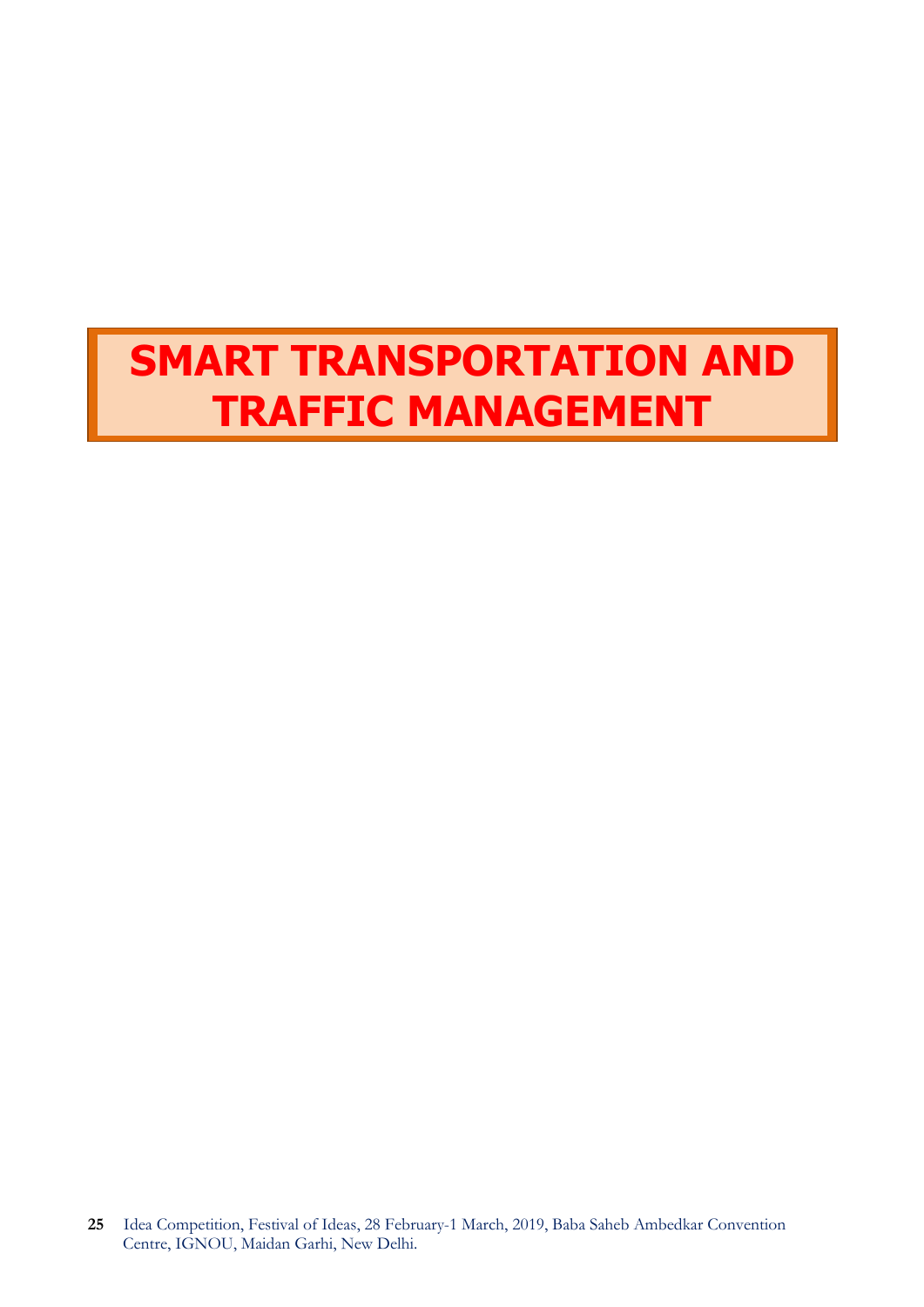# SMART TRANSPORTATION AND TRAFFIC MANAGEMENT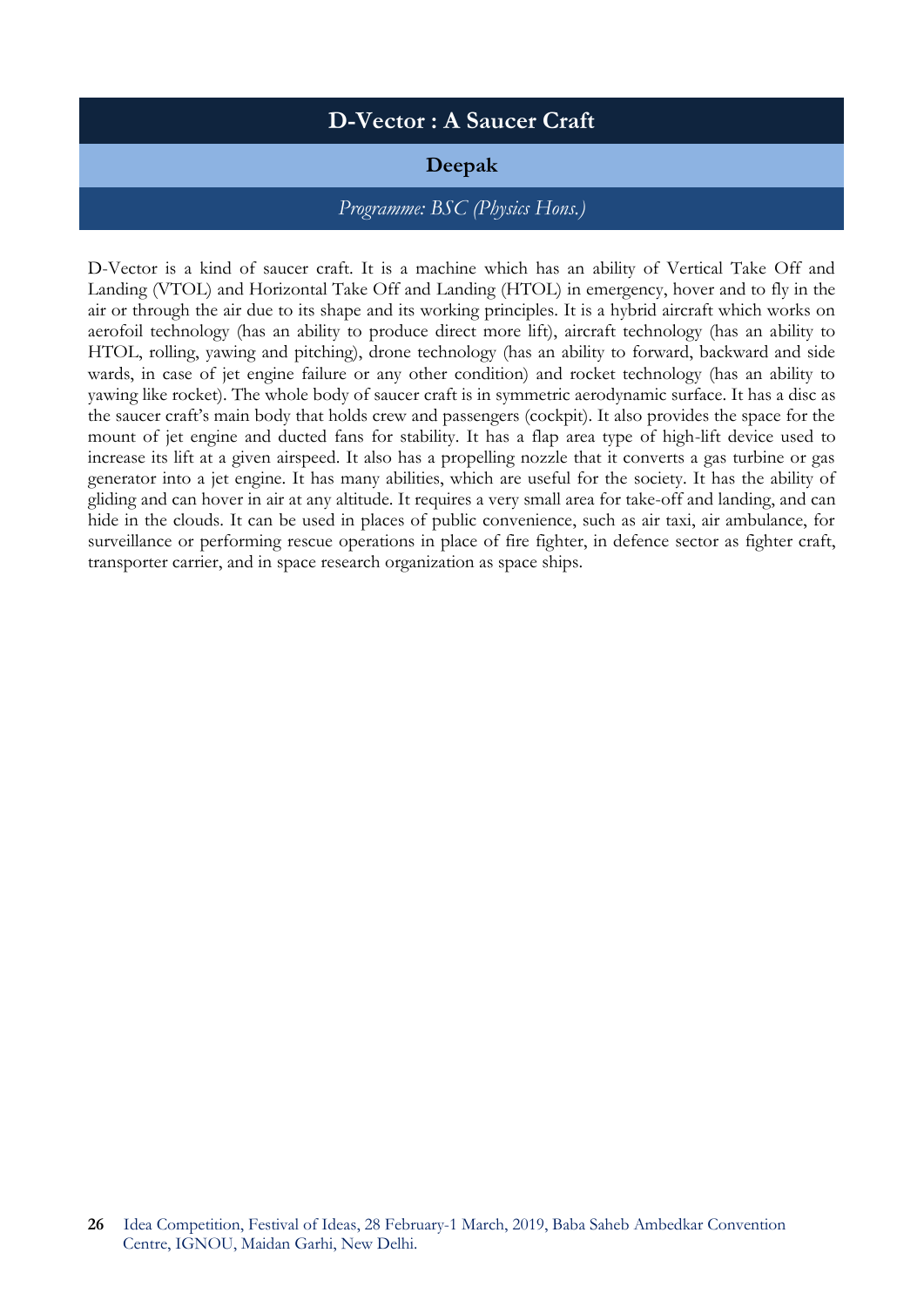## D-Vector : A Saucer Craft

**Deepak**

*Programme: BSC (Physics Hons.)*

D-Vector is a kind of saucer craft. It is a machine which has an ability of Vertical Take Off and Landing (VTOL) and Horizontal Take Off and Landing (HTOL) in emergency, hover and to fly in the air or through the air due to its shape and its working principles. It is a hybrid aircraft which works on aerofoil technology (has an ability to produce direct more lift), aircraft technology (has an ability to HTOL, rolling, yawing and pitching), drone technology (has an ability to forward, backward and side wards, in case of jet engine failure or any other condition) and rocket technology (has an ability to yawing like rocket). The whole body of saucer craft is in symmetric aerodynamic surface. It has a disc as the saucer craft's main body that holds crew and passengers (cockpit). It also provides the space for the mount of jet engine and ducted fans for stability. It has a flap area type of high-lift device used to increase its lift at a given airspeed. It also has a propelling nozzle that it converts a gas turbine or gas generator into a jet engine. It has many abilities, which are useful for the society. It has the ability of gliding and can hover in air at any altitude. It requires a very small area for take-off and landing, and can hide in the clouds. It can be used in places of public convenience, such as air taxi, air ambulance, for surveillance or performing rescue operations in place of fire fighter, in defence sector as fighter craft, transporter carrier, and in space research organization as space ships.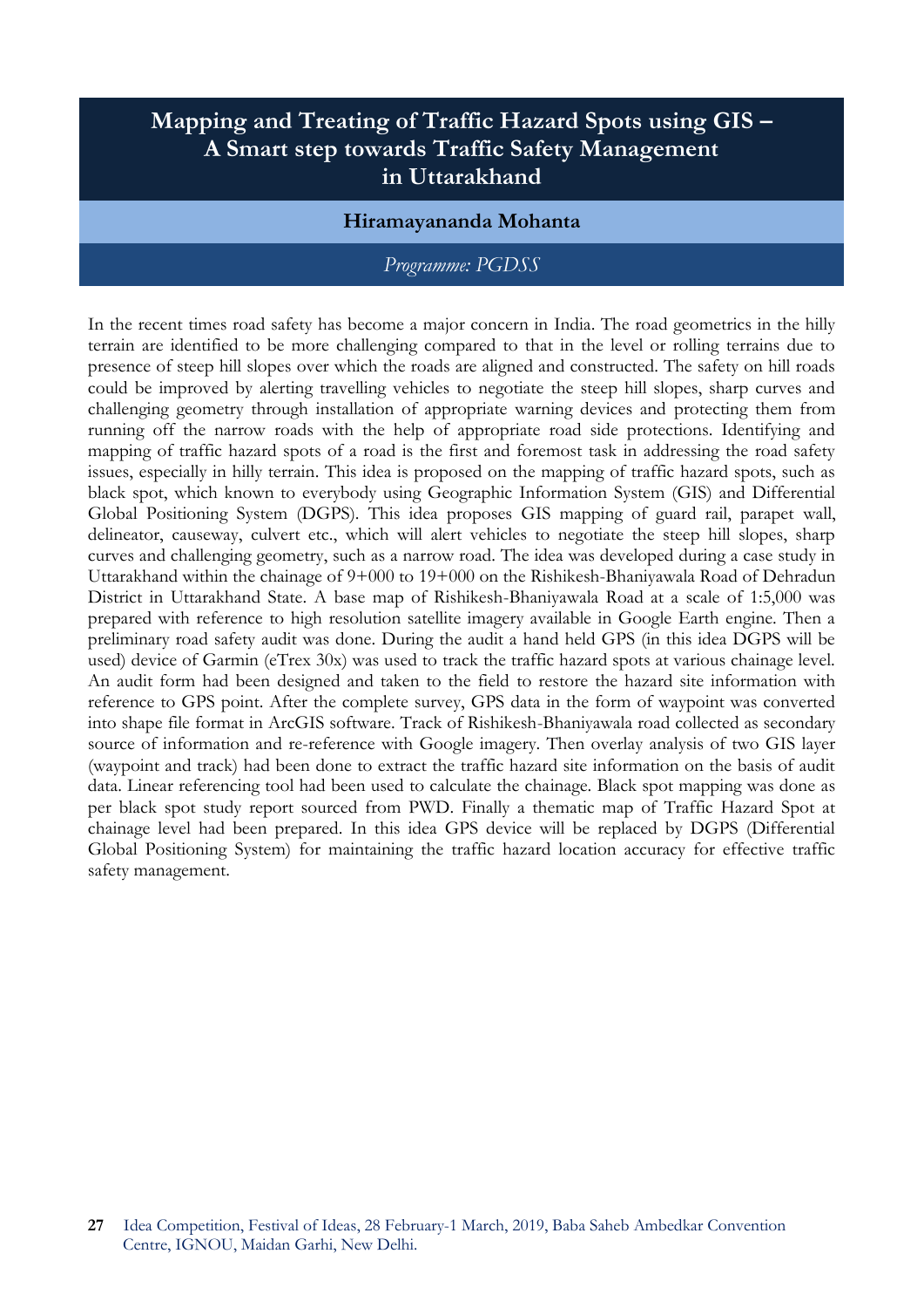# Mapping and Treating of Traffic Hazard Spots using GIS – A Smart step towards Traffic Safety Management in Uttarakhand

**Hiramayananda Mohanta**

*Programme: PGDSS*

In the recent times road safety has become a major concern in India. The road geometrics in the hilly terrain are identified to be more challenging compared to that in the level or rolling terrains due to presence of steep hill slopes over which the roads are aligned and constructed. The safety on hill roads could be improved by alerting travelling vehicles to negotiate the steep hill slopes, sharp curves and challenging geometry through installation of appropriate warning devices and protecting them from running off the narrow roads with the help of appropriate road side protections. Identifying and mapping of traffic hazard spots of a road is the first and foremost task in addressing the road safety issues, especially in hilly terrain. This idea is proposed on the mapping of traffic hazard spots, such as black spot, which known to everybody using Geographic Information System (GIS) and Differential Global Positioning System (DGPS). This idea proposes GIS mapping of guard rail, parapet wall, delineator, causeway, culvert etc., which will alert vehicles to negotiate the steep hill slopes, sharp curves and challenging geometry, such as a narrow road. The idea was developed during a case study in Uttarakhand within the chainage of 9+000 to 19+000 on the Rishikesh-Bhaniyawala Road of Dehradun District in Uttarakhand State. A base map of Rishikesh-Bhaniyawala Road at a scale of 1:5,000 was prepared with reference to high resolution satellite imagery available in Google Earth engine. Then a preliminary road safety audit was done. During the audit a hand held GPS (in this idea DGPS will be used) device of Garmin (eTrex 30x) was used to track the traffic hazard spots at various chainage level. An audit form had been designed and taken to the field to restore the hazard site information with reference to GPS point. After the complete survey, GPS data in the form of waypoint was converted into shape file format in ArcGIS software. Track of Rishikesh-Bhaniyawala road collected as secondary source of information and re-reference with Google imagery. Then overlay analysis of two GIS layer (waypoint and track) had been done to extract the traffic hazard site information on the basis of audit data. Linear referencing tool had been used to calculate the chainage. Black spot mapping was done as per black spot study report sourced from PWD. Finally a thematic map of Traffic Hazard Spot at chainage level had been prepared. In this idea GPS device will be replaced by DGPS (Differential Global Positioning System) for maintaining the traffic hazard location accuracy for effective traffic safety management.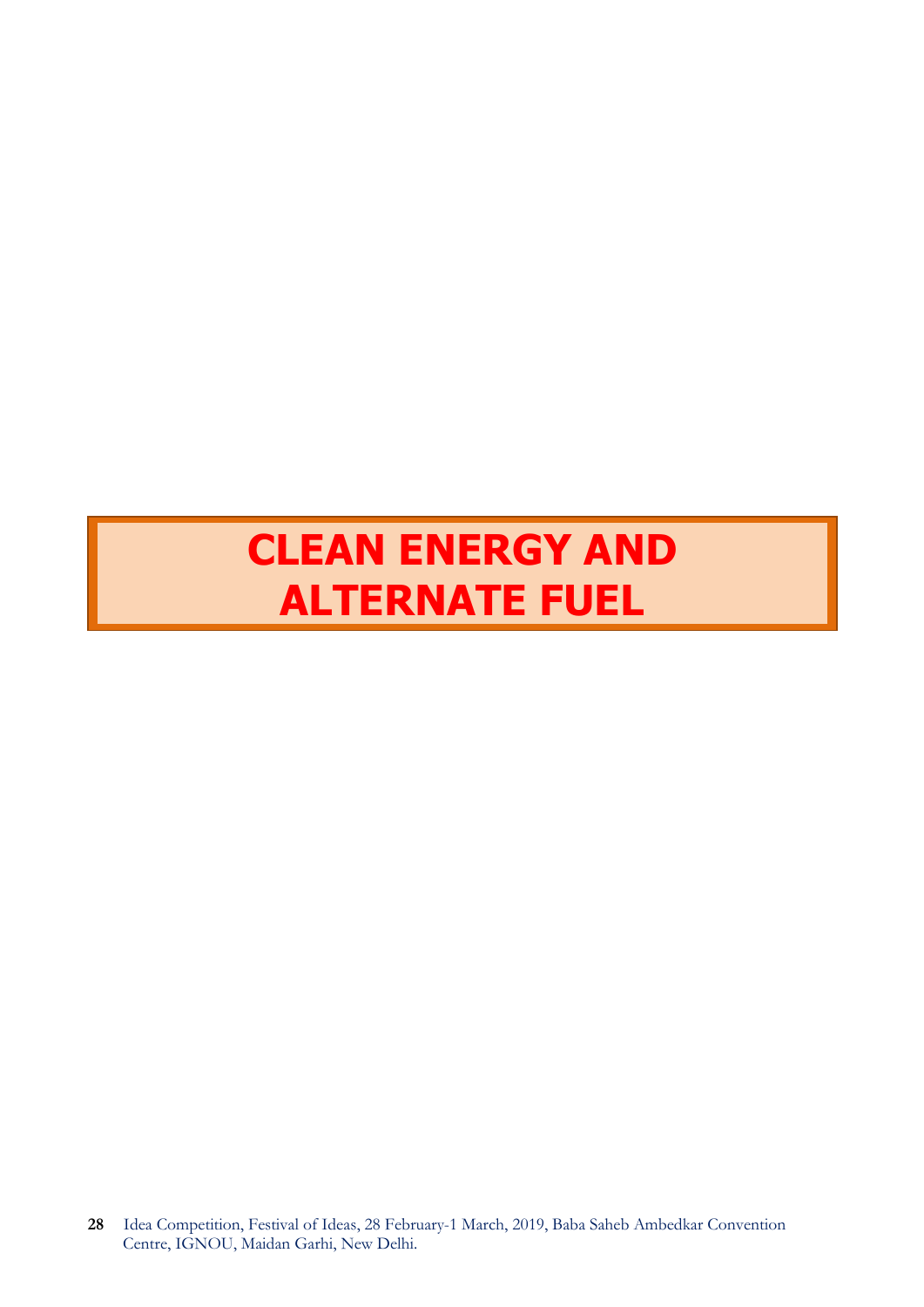# CLEAN ENERGY AND ALTERNATE FUEL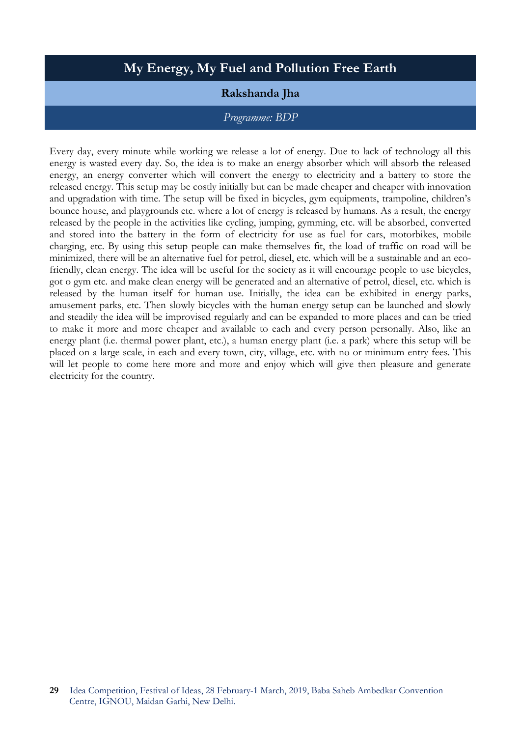## My Energy, My Fuel and Pollution Free Earth

**Rakshanda Jha**

*Programme: BDP*

Every day, every minute while working we release a lot of energy. Due to lack of technology all this energy is wasted every day. So, the idea is to make an energy absorber which will absorb the released energy, an energy converter which will convert the energy to electricity and a battery to store the released energy. This setup may be costly initially but can be made cheaper and cheaper with innovation and upgradation with time. The setup will be fixed in bicycles, gym equipments, trampoline, children's bounce house, and playgrounds etc. where a lot of energy is released by humans. As a result, the energy released by the people in the activities like cycling, jumping, gymming, etc. will be absorbed, converted and stored into the battery in the form of electricity for use as fuel for cars, motorbikes, mobile charging, etc. By using this setup people can make themselves fit, the load of traffic on road will be minimized, there will be an alternative fuel for petrol, diesel, etc. which will be a sustainable and an eco-friendly, clean energy. The idea will be useful for the society as it will encourage people to use bicycles, got o gym etc. and make clean energy will be generated and an alternative of petrol, diesel, etc. which is released by the human itself for human use. Initially, the idea can be exhibited in energy parks, amusement parks, etc. Then slowly bicycles with the human energy setup can be launched and slowly and steadily the idea will be improvised regularly and can be expanded to more places and can be tried to make it more and more cheaper and available to each and every person personally. Also, like an energy plant (i.e. thermal power plant, etc.), a human energy plant (i.e. a park) where this setup will be placed on a large scale, in each and every town, city, village, etc. with no or minimum entry fees. This will let people to come here more and more and enjoy which will give then pleasure and generate electricity for the country.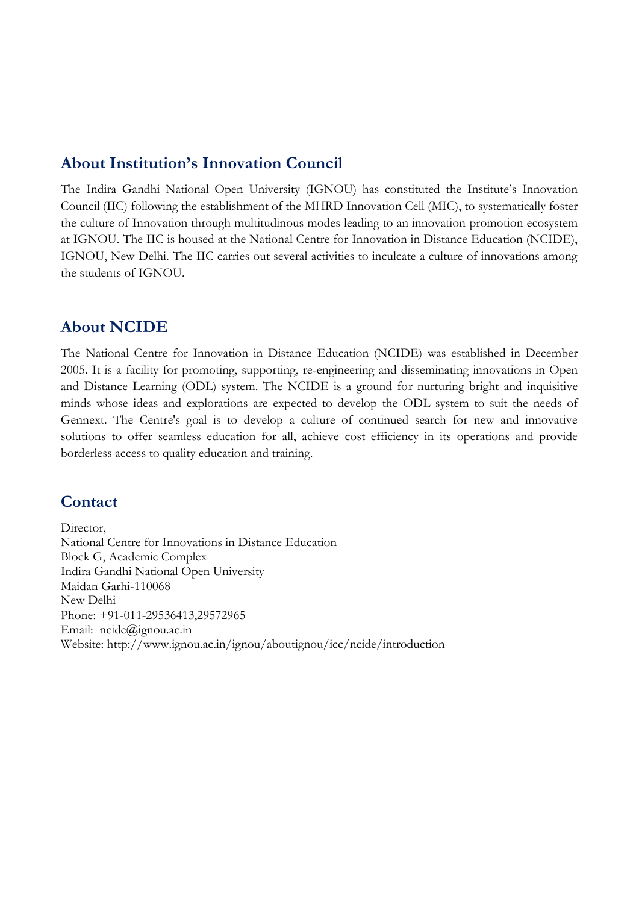## About Institution's Innovation Council

The Indira Gandhi National Open University (IGNOU) has constituted the Institute's Innovation Council (IIC) following the establishment of the MHRD Innovation Cell (MIC), to systematically foster the culture of Innovation through multitudinous modes leading to an innovation promotion ecosystem at IGNOU. The IIC is housed at the National Centre for Innovation in Distance Education (NCIDE), IGNOU, New Delhi. The IIC carries out several activities to inculcate a culture of innovations among the students of IGNOU.

## About NCIDE

The National Centre for Innovation in Distance Education (NCIDE) was established in December 2005. It is a facility for promoting, supporting, re-engineering and disseminating innovations in Open and Distance Learning (ODL) system. The NCIDE is a ground for nurturing bright and inquisitive minds whose ideas and explorations are expected to develop the ODL system to suit the needs of Gennext. The Centre's goal is to develop a culture of continued search for new and innovative solutions to offer seamless education for all, achieve cost efficiency in its operations and provide borderless access to quality education and training.

## Contact

Director,  
National Centre for Innovations in Distance Education  
Block G, Academic Complex  
Indira Gandhi National Open University  
Maidan Garhi-110068  
New Delhi  
Phone: +91-011-29536413,29572965  
Email: ncide@ignou.ac.in  
Website: http://www.ignou.ac.in/ignou/aboutignou/icc/ncide/introduction